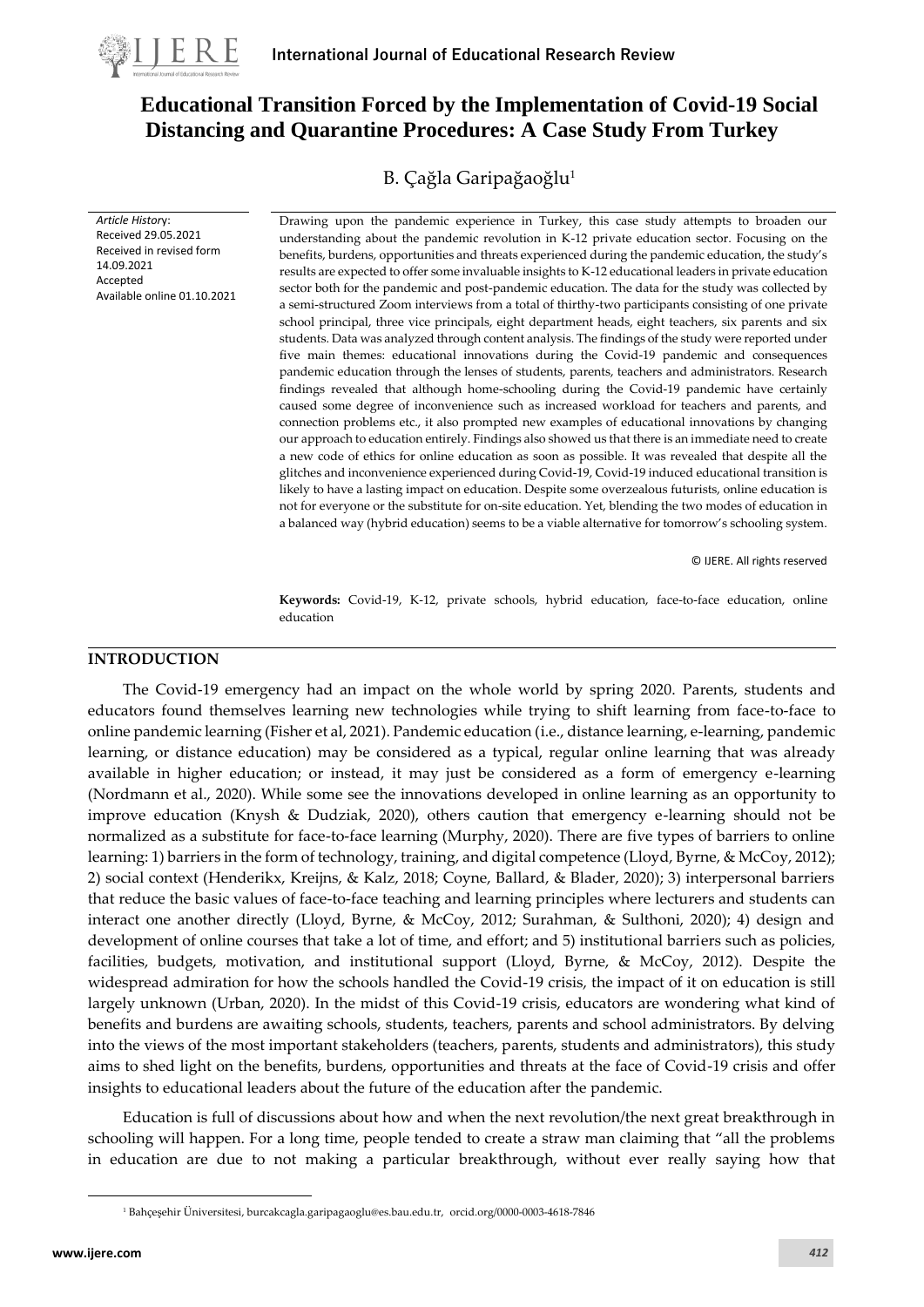# Educational Transition Forced by the Implementation of Covid-19 Social Distancing and Quarantine Procedures: A Case Study From Turkey

B. Çağla Garipağaoğlu[1]

*Article History*:
Received 29.05.2021
Received in revised form 14.09.2021
Accepted
Available online 01.10.2021

Drawing upon the pandemic experience in Turkey, this case study attempts to broaden our understanding about the pandemic revolution in K-12 private education sector. Focusing on the benefits, burdens, opportunities and threats experienced during the pandemic education, the study's results are expected to offer some invaluable insights to K-12 educational leaders in private education sector both for the pandemic and post-pandemic education. The data for the study was collected by a semi-structured Zoom interviews from a total of thirthy-two participants consisting of one private school principal, three vice principals, eight department heads, eight teachers, six parents and six students. Data was analyzed through content analysis. The findings of the study were reported under five main themes: educational innovations during the Covid-19 pandemic and consequences pandemic education through the lenses of students, parents, teachers and administrators. Research findings revealed that although home-schooling during the Covid-19 pandemic have certainly caused some degree of inconvenience such as increased workload for teachers and parents, and connection problems etc., it also prompted new examples of educational innovations by changing our approach to education entirely. Findings also showed us that there is an immediate need to create a new code of ethics for online education as soon as possible. It was revealed that despite all the glitches and inconvenience experienced during Covid-19, Covid-19 induced educational transition is likely to have a lasting impact on education. Despite some overzealous futurists, online education is not for everyone or the substitute for on-site education. Yet, blending the two modes of education in a balanced way (hybrid education) seems to be a viable alternative for tomorrow's schooling system.

© IJERE. All rights reserved

**Keywords:** Covid-19, K-12, private schools, hybrid education, face-to-face education, online education

## INTRODUCTION

The Covid-19 emergency had an impact on the whole world by spring 2020. Parents, students and educators found themselves learning new technologies while trying to shift learning from face-to-face to online pandemic learning (Fisher et al, 2021). Pandemic education (i.e., distance learning, e-learning, pandemic learning, or distance education) may be considered as a typical, regular online learning that was already available in higher education; or instead, it may just be considered as a form of emergency e-learning (Nordmann et al., 2020). While some see the innovations developed in online learning as an opportunity to improve education (Knysh & Dudziak, 2020), others caution that emergency e-learning should not be normalized as a substitute for face-to-face learning (Murphy, 2020). There are five types of barriers to online learning: 1) barriers in the form of technology, training, and digital competence (Lloyd, Byrne, & McCoy, 2012); 2) social context (Henderikx, Kreijns, & Kalz, 2018; Coyne, Ballard, & Blader, 2020); 3) interpersonal barriers that reduce the basic values of face-to-face teaching and learning principles where lecturers and students can interact one another directly (Lloyd, Byrne, & McCoy, 2012; Surahman, & Sulthoni, 2020); 4) design and development of online courses that take a lot of time, and effort; and 5) institutional barriers such as policies, facilities, budgets, motivation, and institutional support (Lloyd, Byrne, & McCoy, 2012). Despite the widespread admiration for how the schools handled the Covid-19 crisis, the impact of it on education is still largely unknown (Urban, 2020). In the midst of this Covid-19 crisis, educators are wondering what kind of benefits and burdens are awaiting schools, students, teachers, parents and school administrators. By delving into the views of the most important stakeholders (teachers, parents, students and administrators), this study aims to shed light on the benefits, burdens, opportunities and threats at the face of Covid-19 crisis and offer insights to educational leaders about the future of the education after the pandemic.

Education is full of discussions about how and when the next revolution/the next great breakthrough in schooling will happen. For a long time, people tended to create a straw man claiming that "all the problems in education are due to not making a particular breakthrough, without ever really saying how that

[1] Bahçeşehir Üniversitesi, burcakcagla.garipagaoglu@es.bau.edu.tr, orcid.org/0000-0003-4618-7846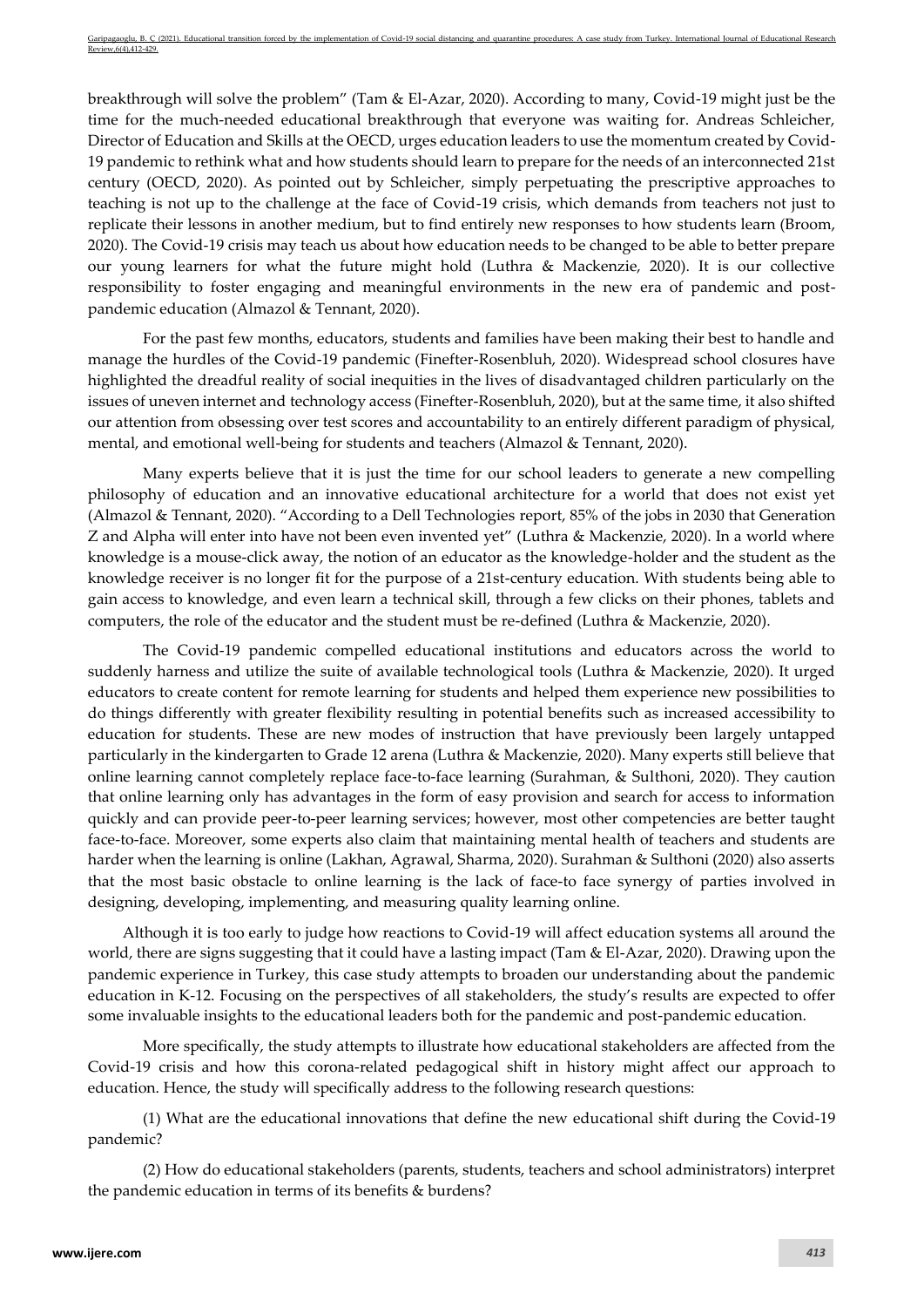breakthrough will solve the problem" (Tam & El-Azar, 2020). According to many, Covid-19 might just be the time for the much-needed educational breakthrough that everyone was waiting for. Andreas Schleicher, Director of Education and Skills at the OECD, urges education leaders to use the momentum created by Covid-19 pandemic to rethink what and how students should learn to prepare for the needs of an interconnected 21st century (OECD, 2020). As pointed out by Schleicher, simply perpetuating the prescriptive approaches to teaching is not up to the challenge at the face of Covid-19 crisis, which demands from teachers not just to replicate their lessons in another medium, but to find entirely new responses to how students learn (Broom, 2020). The Covid-19 crisis may teach us about how education needs to be changed to be able to better prepare our young learners for what the future might hold (Luthra & Mackenzie, 2020). It is our collective responsibility to foster engaging and meaningful environments in the new era of pandemic and post-pandemic education (Almazol & Tennant, 2020).

For the past few months, educators, students and families have been making their best to handle and manage the hurdles of the Covid-19 pandemic (Finefter-Rosenbluh, 2020). Widespread school closures have highlighted the dreadful reality of social inequities in the lives of disadvantaged children particularly on the issues of uneven internet and technology access (Finefter-Rosenbluh, 2020), but at the same time, it also shifted our attention from obsessing over test scores and accountability to an entirely different paradigm of physical, mental, and emotional well-being for students and teachers (Almazol & Tennant, 2020).

Many experts believe that it is just the time for our school leaders to generate a new compelling philosophy of education and an innovative educational architecture for a world that does not exist yet (Almazol & Tennant, 2020). "According to a Dell Technologies report, 85% of the jobs in 2030 that Generation Z and Alpha will enter into have not been even invented yet" (Luthra & Mackenzie, 2020). In a world where knowledge is a mouse-click away, the notion of an educator as the knowledge-holder and the student as the knowledge receiver is no longer fit for the purpose of a 21st-century education. With students being able to gain access to knowledge, and even learn a technical skill, through a few clicks on their phones, tablets and computers, the role of the educator and the student must be re-defined (Luthra & Mackenzie, 2020).

The Covid-19 pandemic compelled educational institutions and educators across the world to suddenly harness and utilize the suite of available technological tools (Luthra & Mackenzie, 2020). It urged educators to create content for remote learning for students and helped them experience new possibilities to do things differently with greater flexibility resulting in potential benefits such as increased accessibility to education for students. These are new modes of instruction that have previously been largely untapped particularly in the kindergarten to Grade 12 arena (Luthra & Mackenzie, 2020). Many experts still believe that online learning cannot completely replace face-to-face learning (Surahman, & Sulthoni, 2020). They caution that online learning only has advantages in the form of easy provision and search for access to information quickly and can provide peer-to-peer learning services; however, most other competencies are better taught face-to-face. Moreover, some experts also claim that maintaining mental health of teachers and students are harder when the learning is online (Lakhan, Agrawal, Sharma, 2020). Surahman & Sulthoni (2020) also asserts that the most basic obstacle to online learning is the lack of face-to face synergy of parties involved in designing, developing, implementing, and measuring quality learning online.

Although it is too early to judge how reactions to Covid-19 will affect education systems all around the world, there are signs suggesting that it could have a lasting impact (Tam & El-Azar, 2020). Drawing upon the pandemic experience in Turkey, this case study attempts to broaden our understanding about the pandemic education in K-12. Focusing on the perspectives of all stakeholders, the study's results are expected to offer some invaluable insights to the educational leaders both for the pandemic and post-pandemic education.

More specifically, the study attempts to illustrate how educational stakeholders are affected from the Covid-19 crisis and how this corona-related pedagogical shift in history might affect our approach to education. Hence, the study will specifically address to the following research questions:

(1) What are the educational innovations that define the new educational shift during the Covid-19 pandemic?

(2) How do educational stakeholders (parents, students, teachers and school administrators) interpret the pandemic education in terms of its benefits & burdens?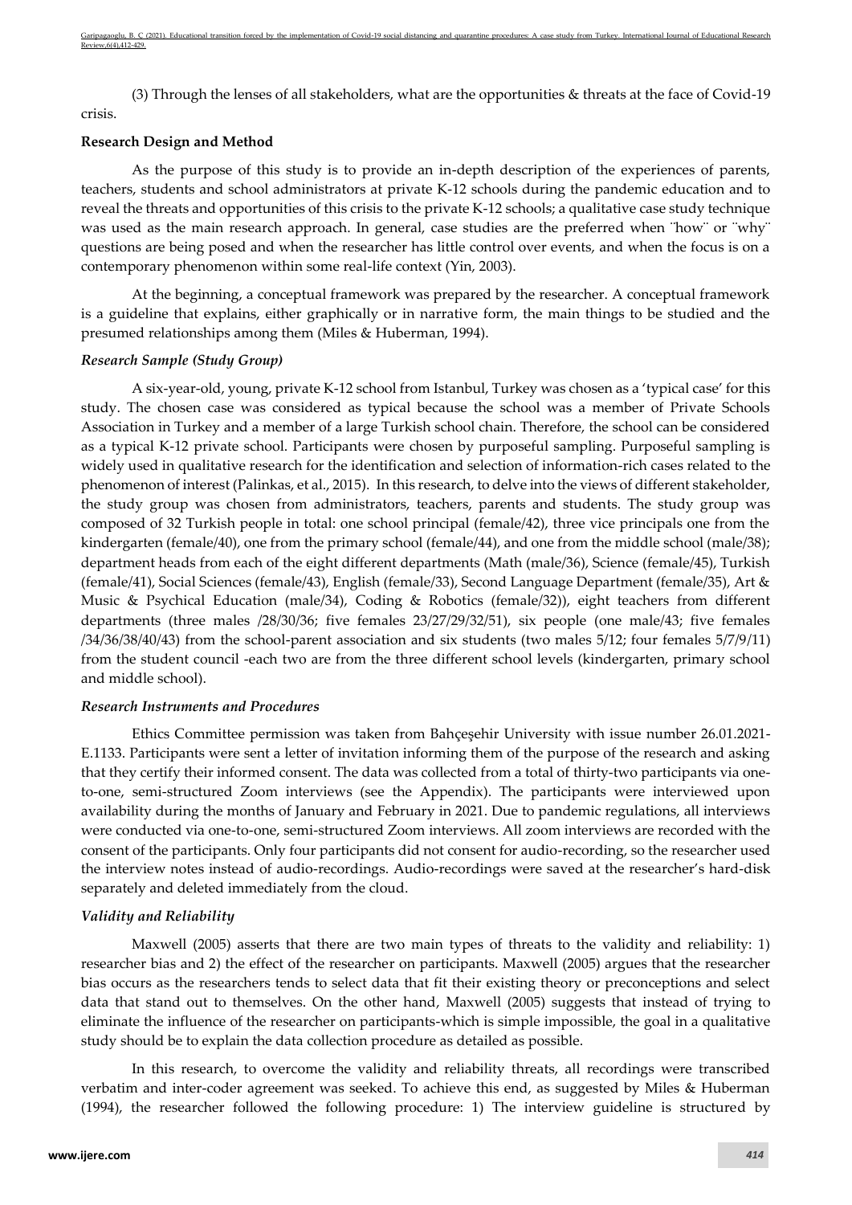(3) Through the lenses of all stakeholders, what are the opportunities & threats at the face of Covid-19 crisis.

**Research Design and Method**

As the purpose of this study is to provide an in-depth description of the experiences of parents, teachers, students and school administrators at private K-12 schools during the pandemic education and to reveal the threats and opportunities of this crisis to the private K-12 schools; a qualitative case study technique was used as the main research approach. In general, case studies are the preferred when ¨how¨ or ¨why¨ questions are being posed and when the researcher has little control over events, and when the focus is on a contemporary phenomenon within some real-life context (Yin, 2003).

At the beginning, a conceptual framework was prepared by the researcher. A conceptual framework is a guideline that explains, either graphically or in narrative form, the main things to be studied and the presumed relationships among them (Miles & Huberman, 1994).

***Research Sample (Study Group)***

A six-year-old, young, private K-12 school from Istanbul, Turkey was chosen as a 'typical case' for this study. The chosen case was considered as typical because the school was a member of Private Schools Association in Turkey and a member of a large Turkish school chain. Therefore, the school can be considered as a typical K-12 private school. Participants were chosen by purposeful sampling. Purposeful sampling is widely used in qualitative research for the identification and selection of information-rich cases related to the phenomenon of interest (Palinkas, et al., 2015). In this research, to delve into the views of different stakeholder, the study group was chosen from administrators, teachers, parents and students. The study group was composed of 32 Turkish people in total: one school principal (female/42), three vice principals one from the kindergarten (female/40), one from the primary school (female/44), and one from the middle school (male/38); department heads from each of the eight different departments (Math (male/36), Science (female/45), Turkish (female/41), Social Sciences (female/43), English (female/33), Second Language Department (female/35), Art & Music & Psychical Education (male/34), Coding & Robotics (female/32)), eight teachers from different departments (three males /28/30/36; five females 23/27/29/32/51), six people (one male/43; five females /34/36/38/40/43) from the school-parent association and six students (two males 5/12; four females 5/7/9/11) from the student council -each two are from the three different school levels (kindergarten, primary school and middle school).

***Research Instruments and Procedures***

Ethics Committee permission was taken from Bahçeşehir University with issue number 26.01.2021-E.1133. Participants were sent a letter of invitation informing them of the purpose of the research and asking that they certify their informed consent. The data was collected from a total of thirty-two participants via one-to-one, semi-structured Zoom interviews (see the Appendix). The participants were interviewed upon availability during the months of January and February in 2021. Due to pandemic regulations, all interviews were conducted via one-to-one, semi-structured Zoom interviews. All zoom interviews are recorded with the consent of the participants. Only four participants did not consent for audio-recording, so the researcher used the interview notes instead of audio-recordings. Audio-recordings were saved at the researcher's hard-disk separately and deleted immediately from the cloud.

***Validity and Reliability***

Maxwell (2005) asserts that there are two main types of threats to the validity and reliability: 1) researcher bias and 2) the effect of the researcher on participants. Maxwell (2005) argues that the researcher bias occurs as the researchers tends to select data that fit their existing theory or preconceptions and select data that stand out to themselves. On the other hand, Maxwell (2005) suggests that instead of trying to eliminate the influence of the researcher on participants-which is simple impossible, the goal in a qualitative study should be to explain the data collection procedure as detailed as possible.

In this research, to overcome the validity and reliability threats, all recordings were transcribed verbatim and inter-coder agreement was seeked. To achieve this end, as suggested by Miles & Huberman (1994), the researcher followed the following procedure: 1) The interview guideline is structured by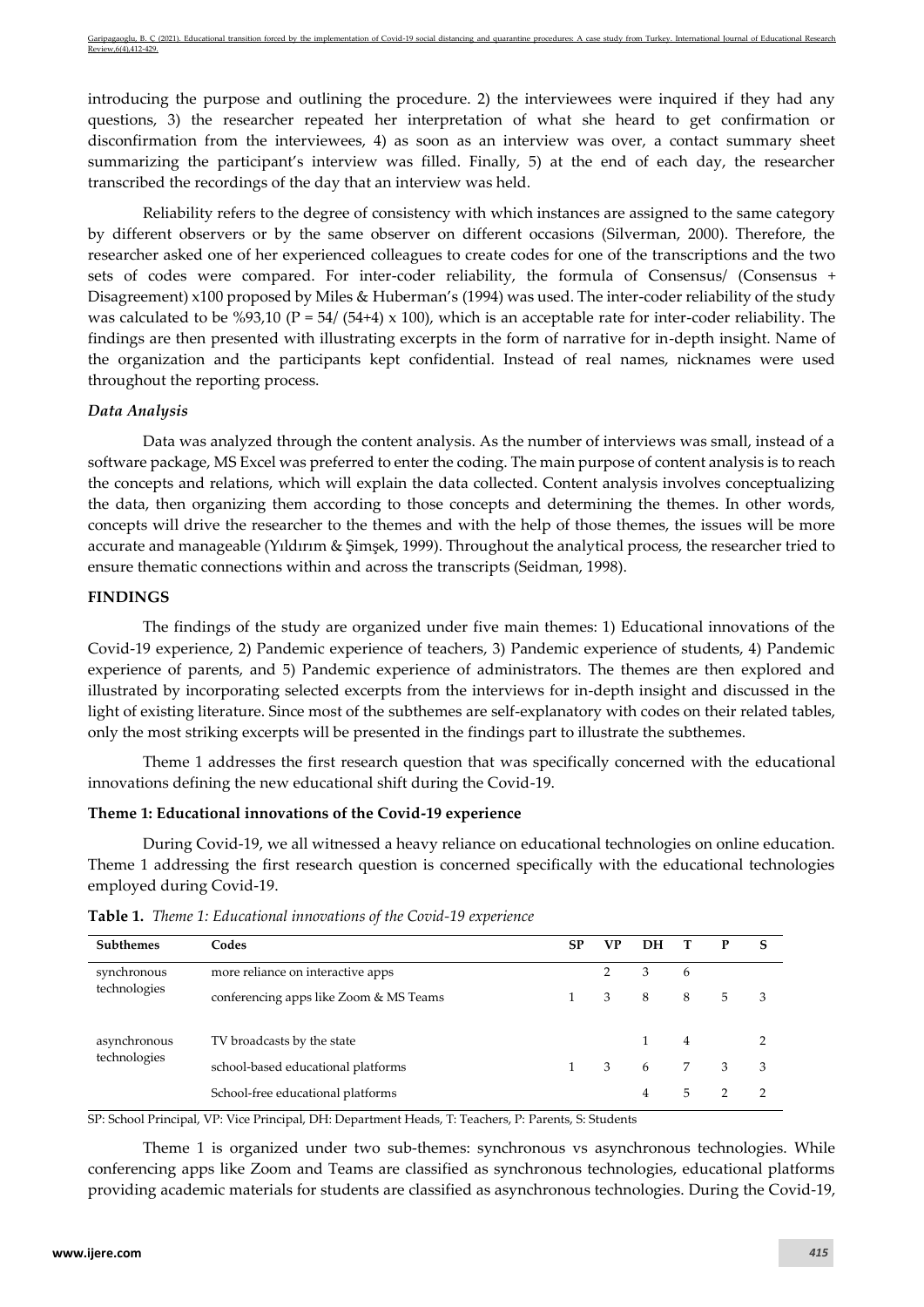introducing the purpose and outlining the procedure. 2) the interviewees were inquired if they had any questions, 3) the researcher repeated her interpretation of what she heard to get confirmation or disconfirmation from the interviewees, 4) as soon as an interview was over, a contact summary sheet summarizing the participant's interview was filled. Finally, 5) at the end of each day, the researcher transcribed the recordings of the day that an interview was held.

Reliability refers to the degree of consistency with which instances are assigned to the same category by different observers or by the same observer on different occasions (Silverman, 2000). Therefore, the researcher asked one of her experienced colleagues to create codes for one of the transcriptions and the two sets of codes were compared. For inter-coder reliability, the formula of Consensus/ (Consensus + Disagreement) x100 proposed by Miles & Huberman's (1994) was used. The inter-coder reliability of the study was calculated to be %93,10 (P = 54/ (54+4) x 100), which is an acceptable rate for inter-coder reliability. The findings are then presented with illustrating excerpts in the form of narrative for in-depth insight. Name of the organization and the participants kept confidential. Instead of real names, nicknames were used throughout the reporting process.

### *Data Analysis*

Data was analyzed through the content analysis. As the number of interviews was small, instead of a software package, MS Excel was preferred to enter the coding. The main purpose of content analysis is to reach the concepts and relations, which will explain the data collected. Content analysis involves conceptualizing the data, then organizing them according to those concepts and determining the themes. In other words, concepts will drive the researcher to the themes and with the help of those themes, the issues will be more accurate and manageable (Yıldırım & Şimşek, 1999). Throughout the analytical process, the researcher tried to ensure thematic connections within and across the transcripts (Seidman, 1998).

## FINDINGS

The findings of the study are organized under five main themes: 1) Educational innovations of the Covid-19 experience, 2) Pandemic experience of teachers, 3) Pandemic experience of students, 4) Pandemic experience of parents, and 5) Pandemic experience of administrators. The themes are then explored and illustrated by incorporating selected excerpts from the interviews for in-depth insight and discussed in the light of existing literature. Since most of the subthemes are self-explanatory with codes on their related tables, only the most striking excerpts will be presented in the findings part to illustrate the subthemes.

Theme 1 addresses the first research question that was specifically concerned with the educational innovations defining the new educational shift during the Covid-19.

### Theme 1: Educational innovations of the Covid-19 experience

During Covid-19, we all witnessed a heavy reliance on educational technologies on online education. Theme 1 addressing the first research question is concerned specifically with the educational technologies employed during Covid-19.

**Table 1.** *Theme 1: Educational innovations of the Covid-19 experience*

| Subthemes | Codes | SP | VP | DH | T | P | S |
|---|---|---|---|---|---|---|---|
| synchronous technologies | more reliance on interactive apps | | 2 | 3 | 6 | | |
| | conferencing apps like Zoom & MS Teams | 1 | 3 | 8 | 8 | 5 | 3 |
| asynchronous technologies | TV broadcasts by the state | | | 1 | 4 | | 2 |
| | school-based educational platforms | 1 | 3 | 6 | 7 | 3 | 3 |
| | School-free educational platforms | | | 4 | 5 | 2 | 2 |

SP: School Principal, VP: Vice Principal, DH: Department Heads, T: Teachers, P: Parents, S: Students

Theme 1 is organized under two sub-themes: synchronous vs asynchronous technologies. While conferencing apps like Zoom and Teams are classified as synchronous technologies, educational platforms providing academic materials for students are classified as asynchronous technologies. During the Covid-19,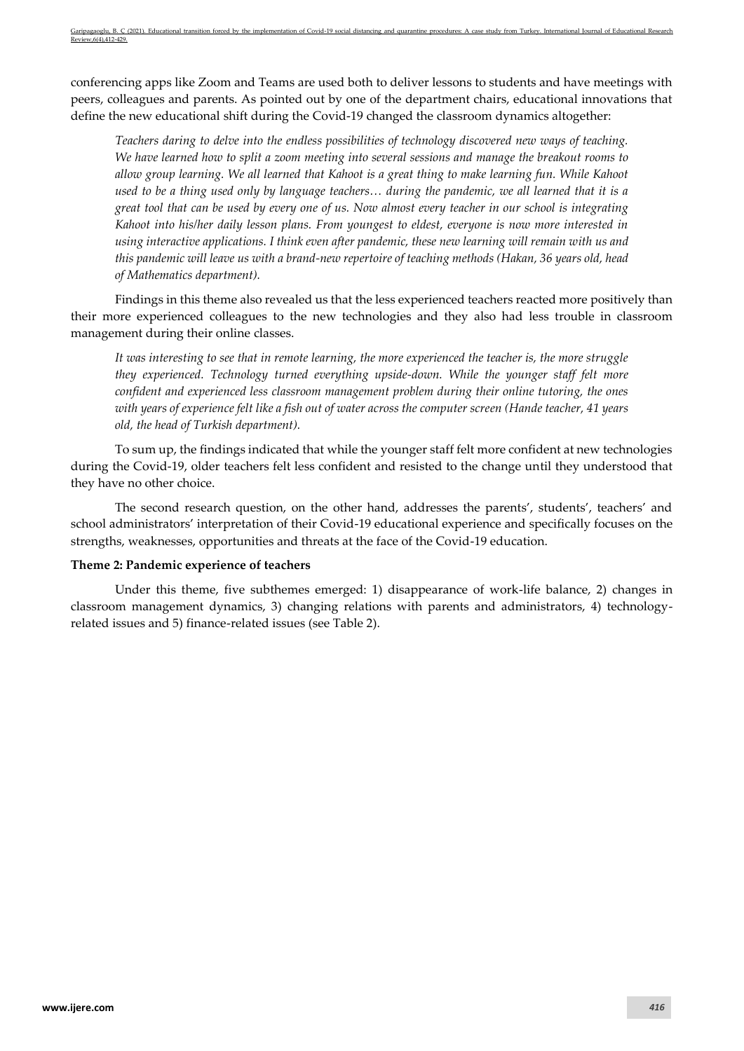conferencing apps like Zoom and Teams are used both to deliver lessons to students and have meetings with peers, colleagues and parents. As pointed out by one of the department chairs, educational innovations that define the new educational shift during the Covid-19 changed the classroom dynamics altogether:

> *Teachers daring to delve into the endless possibilities of technology discovered new ways of teaching. We have learned how to split a zoom meeting into several sessions and manage the breakout rooms to allow group learning. We all learned that Kahoot is a great thing to make learning fun. While Kahoot used to be a thing used only by language teachers… during the pandemic, we all learned that it is a great tool that can be used by every one of us. Now almost every teacher in our school is integrating Kahoot into his/her daily lesson plans. From youngest to eldest, everyone is now more interested in using interactive applications. I think even after pandemic, these new learning will remain with us and this pandemic will leave us with a brand-new repertoire of teaching methods (Hakan, 36 years old, head of Mathematics department).*

Findings in this theme also revealed us that the less experienced teachers reacted more positively than their more experienced colleagues to the new technologies and they also had less trouble in classroom management during their online classes.

> *It was interesting to see that in remote learning, the more experienced the teacher is, the more struggle they experienced. Technology turned everything upside-down. While the younger staff felt more confident and experienced less classroom management problem during their online tutoring, the ones with years of experience felt like a fish out of water across the computer screen (Hande teacher, 41 years old, the head of Turkish department).*

To sum up, the findings indicated that while the younger staff felt more confident at new technologies during the Covid-19, older teachers felt less confident and resisted to the change until they understood that they have no other choice.

The second research question, on the other hand, addresses the parents', students', teachers' and school administrators' interpretation of their Covid-19 educational experience and specifically focuses on the strengths, weaknesses, opportunities and threats at the face of the Covid-19 education.

**Theme 2: Pandemic experience of teachers**

Under this theme, five subthemes emerged: 1) disappearance of work-life balance, 2) changes in classroom management dynamics, 3) changing relations with parents and administrators, 4) technology-related issues and 5) finance-related issues (see Table 2).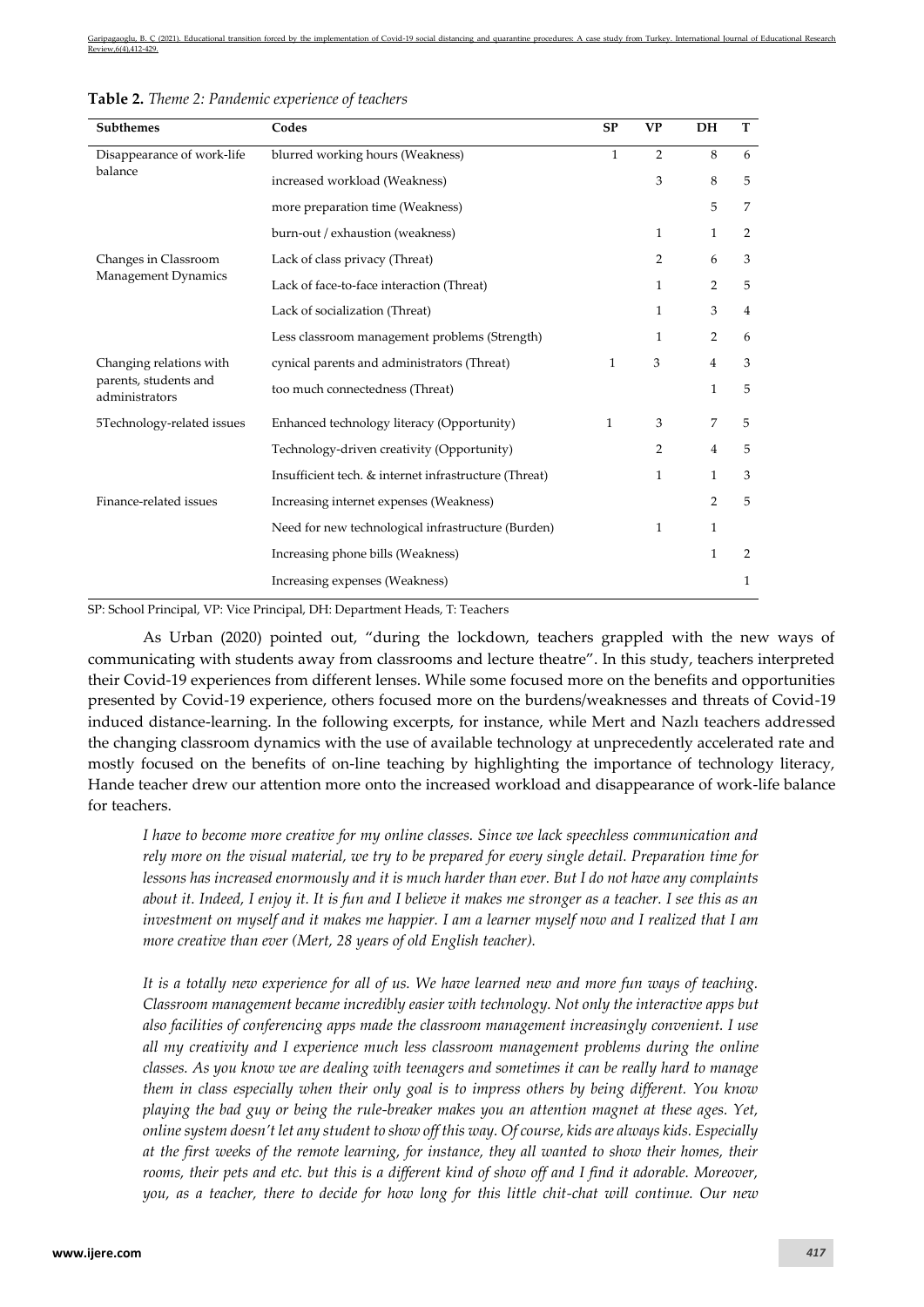**Table 2.** *Theme 2: Pandemic experience of teachers*

| Subthemes | Codes | SP | VP | DH | T |
|---|---|---|---|---|---|
| Disappearance of work-life balance | blurred working hours (Weakness) | 1 | 2 | 8 | 6 |
| | increased workload (Weakness) | | 3 | 8 | 5 |
| | more preparation time (Weakness) | | | 5 | 7 |
| | burn-out / exhaustion (weakness) | | 1 | 1 | 2 |
| Changes in Classroom Management Dynamics | Lack of class privacy (Threat) | | 2 | 6 | 3 |
| | Lack of face-to-face interaction (Threat) | | 1 | 2 | 5 |
| | Lack of socialization (Threat) | | 1 | 3 | 4 |
| | Less classroom management problems (Strength) | | 1 | 2 | 6 |
| Changing relations with parents, students and administrators | cynical parents and administrators (Threat) | 1 | 3 | 4 | 3 |
| | too much connectedness (Threat) | | | 1 | 5 |
| 5Technology-related issues | Enhanced technology literacy (Opportunity) | 1 | 3 | 7 | 5 |
| | Technology-driven creativity (Opportunity) | | 2 | 4 | 5 |
| | Insufficient tech. & internet infrastructure (Threat) | | 1 | 1 | 3 |
| Finance-related issues | Increasing internet expenses (Weakness) | | | 2 | 5 |
| | Need for new technological infrastructure (Burden) | | 1 | 1 | |
| | Increasing phone bills (Weakness) | | | 1 | 2 |
| | Increasing expenses (Weakness) | | | | 1 |

SP: School Principal, VP: Vice Principal, DH: Department Heads, T: Teachers

As Urban (2020) pointed out, "during the lockdown, teachers grappled with the new ways of communicating with students away from classrooms and lecture theatre". In this study, teachers interpreted their Covid-19 experiences from different lenses. While some focused more on the benefits and opportunities presented by Covid-19 experience, others focused more on the burdens/weaknesses and threats of Covid-19 induced distance-learning. In the following excerpts, for instance, while Mert and Nazlı teachers addressed the changing classroom dynamics with the use of available technology at unprecedently accelerated rate and mostly focused on the benefits of on-line teaching by highlighting the importance of technology literacy, Hande teacher drew our attention more onto the increased workload and disappearance of work-life balance for teachers.

*I have to become more creative for my online classes. Since we lack speechless communication and rely more on the visual material, we try to be prepared for every single detail. Preparation time for lessons has increased enormously and it is much harder than ever. But I do not have any complaints about it. Indeed, I enjoy it. It is fun and I believe it makes me stronger as a teacher. I see this as an investment on myself and it makes me happier. I am a learner myself now and I realized that I am more creative than ever (Mert, 28 years of old English teacher).*

*It is a totally new experience for all of us. We have learned new and more fun ways of teaching. Classroom management became incredibly easier with technology. Not only the interactive apps but also facilities of conferencing apps made the classroom management increasingly convenient. I use all my creativity and I experience much less classroom management problems during the online classes. As you know we are dealing with teenagers and sometimes it can be really hard to manage them in class especially when their only goal is to impress others by being different. You know playing the bad guy or being the rule-breaker makes you an attention magnet at these ages. Yet, online system doesn't let any student to show off this way. Of course, kids are always kids. Especially at the first weeks of the remote learning, for instance, they all wanted to show their homes, their rooms, their pets and etc. but this is a different kind of show off and I find it adorable. Moreover, you, as a teacher, there to decide for how long for this little chit-chat will continue. Our new*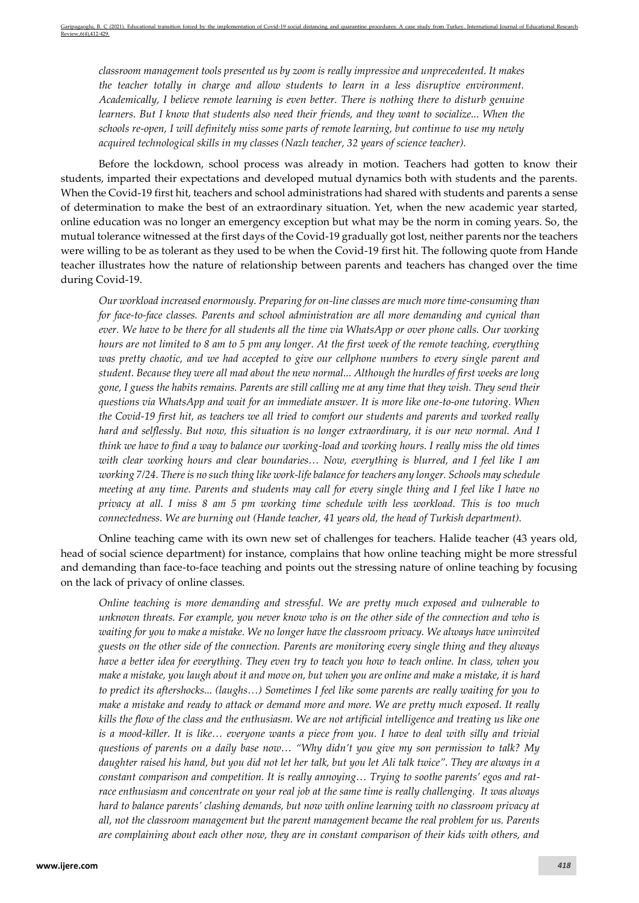*classroom management tools presented us by zoom is really impressive and unprecedented. It makes the teacher totally in charge and allow students to learn in a less disruptive environment. Academically, I believe remote learning is even better. There is nothing there to disturb genuine learners. But I know that students also need their friends, and they want to socialize... When the schools re-open, I will definitely miss some parts of remote learning, but continue to use my newly acquired technological skills in my classes (Nazlı teacher, 32 years of science teacher).*

Before the lockdown, school process was already in motion. Teachers had gotten to know their students, imparted their expectations and developed mutual dynamics both with students and the parents. When the Covid-19 first hit, teachers and school administrations had shared with students and parents a sense of determination to make the best of an extraordinary situation. Yet, when the new academic year started, online education was no longer an emergency exception but what may be the norm in coming years. So, the mutual tolerance witnessed at the first days of the Covid-19 gradually got lost, neither parents nor the teachers were willing to be as tolerant as they used to be when the Covid-19 first hit. The following quote from Hande teacher illustrates how the nature of relationship between parents and teachers has changed over the time during Covid-19.

*Our workload increased enormously. Preparing for on-line classes are much more time-consuming than for face-to-face classes. Parents and school administration are all more demanding and cynical than ever. We have to be there for all students all the time via WhatsApp or over phone calls. Our working hours are not limited to 8 am to 5 pm any longer. At the first week of the remote teaching, everything was pretty chaotic, and we had accepted to give our cellphone numbers to every single parent and student. Because they were all mad about the new normal... Although the hurdles of first weeks are long gone, I guess the habits remains. Parents are still calling me at any time that they wish. They send their questions via WhatsApp and wait for an immediate answer. It is more like one-to-one tutoring. When the Covid-19 first hit, as teachers we all tried to comfort our students and parents and worked really hard and selflessly. But now, this situation is no longer extraordinary, it is our new normal. And I think we have to find a way to balance our working-load and working hours. I really miss the old times with clear working hours and clear boundaries… Now, everything is blurred, and I feel like I am working 7/24. There is no such thing like work-life balance for teachers any longer. Schools may schedule meeting at any time. Parents and students may call for every single thing and I feel like I have no privacy at all. I miss 8 am 5 pm working time schedule with less workload. This is too much connectedness. We are burning out (Hande teacher, 41 years old, the head of Turkish department).*

Online teaching came with its own new set of challenges for teachers. Halide teacher (43 years old, head of social science department) for instance, complains that how online teaching might be more stressful and demanding than face-to-face teaching and points out the stressing nature of online teaching by focusing on the lack of privacy of online classes.

*Online teaching is more demanding and stressful. We are pretty much exposed and vulnerable to unknown threats. For example, you never know who is on the other side of the connection and who is waiting for you to make a mistake. We no longer have the classroom privacy. We always have uninvited guests on the other side of the connection. Parents are monitoring every single thing and they always have a better idea for everything. They even try to teach you how to teach online. In class, when you make a mistake, you laugh about it and move on, but when you are online and make a mistake, it is hard to predict its aftershocks... (laughs…) Sometimes I feel like some parents are really waiting for you to make a mistake and ready to attack or demand more and more. We are pretty much exposed. It really kills the flow of the class and the enthusiasm. We are not artificial intelligence and treating us like one is a mood-killer. It is like… everyone wants a piece from you. I have to deal with silly and trivial questions of parents on a daily base now… "Why didn't you give my son permission to talk? My daughter raised his hand, but you did not let her talk, but you let Ali talk twice". They are always in a constant comparison and competition. It is really annoying… Trying to soothe parents' egos and rat-race enthusiasm and concentrate on your real job at the same time is really challenging. It was always hard to balance parents' clashing demands, but now with online learning with no classroom privacy at all, not the classroom management but the parent management became the real problem for us. Parents are complaining about each other now, they are in constant comparison of their kids with others, and*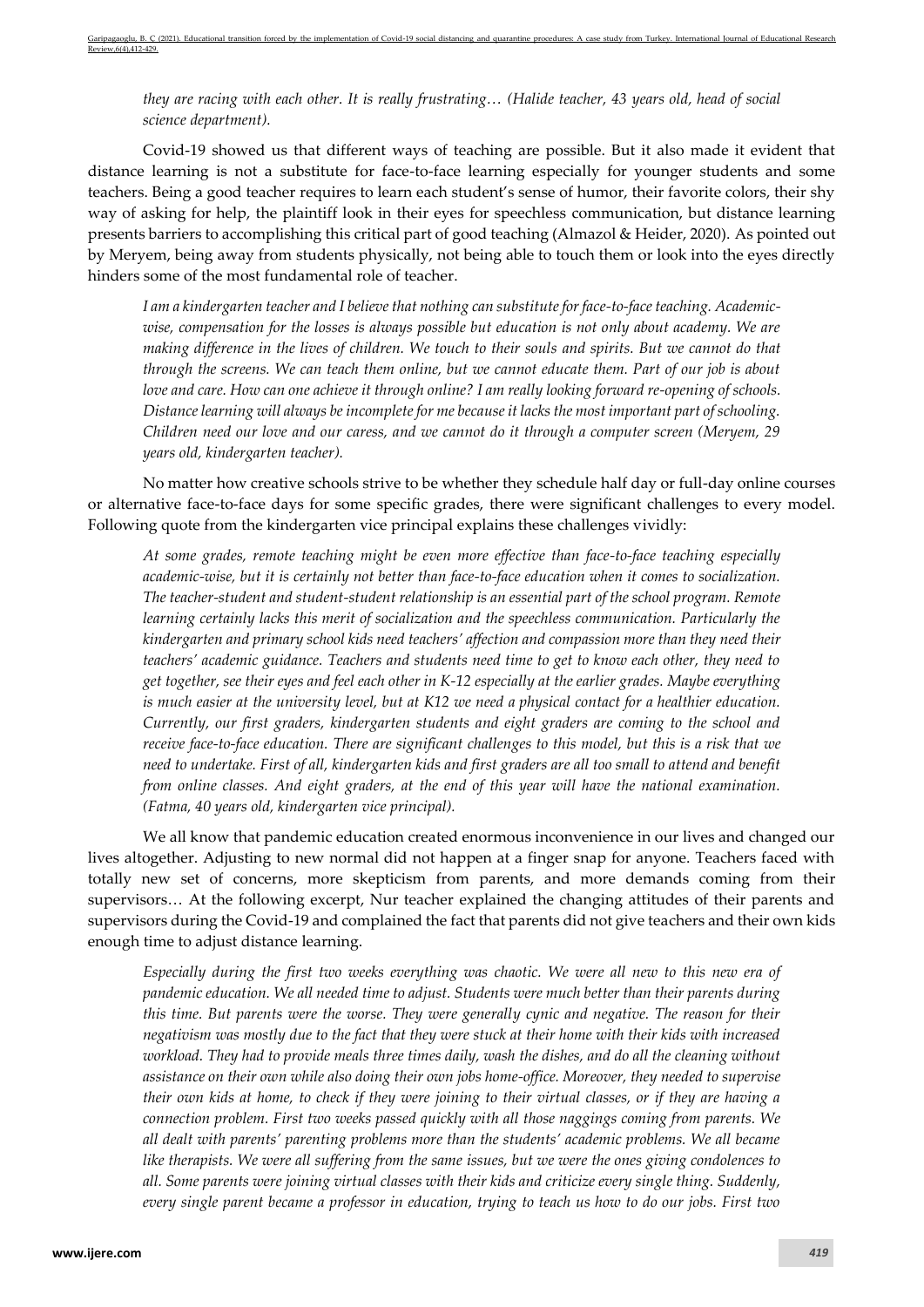*they are racing with each other. It is really frustrating… (Halide teacher, 43 years old, head of social science department).*

Covid-19 showed us that different ways of teaching are possible. But it also made it evident that distance learning is not a substitute for face-to-face learning especially for younger students and some teachers. Being a good teacher requires to learn each student's sense of humor, their favorite colors, their shy way of asking for help, the plaintiff look in their eyes for speechless communication, but distance learning presents barriers to accomplishing this critical part of good teaching (Almazol & Heider, 2020). As pointed out by Meryem, being away from students physically, not being able to touch them or look into the eyes directly hinders some of the most fundamental role of teacher.

*I am a kindergarten teacher and I believe that nothing can substitute for face-to-face teaching. Academic-wise, compensation for the losses is always possible but education is not only about academy. We are making difference in the lives of children. We touch to their souls and spirits. But we cannot do that through the screens. We can teach them online, but we cannot educate them. Part of our job is about love and care. How can one achieve it through online? I am really looking forward re-opening of schools. Distance learning will always be incomplete for me because it lacks the most important part of schooling. Children need our love and our caress, and we cannot do it through a computer screen (Meryem, 29 years old, kindergarten teacher).*

No matter how creative schools strive to be whether they schedule half day or full-day online courses or alternative face-to-face days for some specific grades, there were significant challenges to every model. Following quote from the kindergarten vice principal explains these challenges vividly:

*At some grades, remote teaching might be even more effective than face-to-face teaching especially academic-wise, but it is certainly not better than face-to-face education when it comes to socialization. The teacher-student and student-student relationship is an essential part of the school program. Remote learning certainly lacks this merit of socialization and the speechless communication. Particularly the kindergarten and primary school kids need teachers' affection and compassion more than they need their teachers' academic guidance. Teachers and students need time to get to know each other, they need to get together, see their eyes and feel each other in K-12 especially at the earlier grades. Maybe everything is much easier at the university level, but at K12 we need a physical contact for a healthier education. Currently, our first graders, kindergarten students and eight graders are coming to the school and receive face-to-face education. There are significant challenges to this model, but this is a risk that we need to undertake. First of all, kindergarten kids and first graders are all too small to attend and benefit from online classes. And eight graders, at the end of this year will have the national examination. (Fatma, 40 years old, kindergarten vice principal).*

We all know that pandemic education created enormous inconvenience in our lives and changed our lives altogether. Adjusting to new normal did not happen at a finger snap for anyone. Teachers faced with totally new set of concerns, more skepticism from parents, and more demands coming from their supervisors… At the following excerpt, Nur teacher explained the changing attitudes of their parents and supervisors during the Covid-19 and complained the fact that parents did not give teachers and their own kids enough time to adjust distance learning.

*Especially during the first two weeks everything was chaotic. We were all new to this new era of pandemic education. We all needed time to adjust. Students were much better than their parents during this time. But parents were the worse. They were generally cynic and negative. The reason for their negativism was mostly due to the fact that they were stuck at their home with their kids with increased workload. They had to provide meals three times daily, wash the dishes, and do all the cleaning without assistance on their own while also doing their own jobs home-office. Moreover, they needed to supervise their own kids at home, to check if they were joining to their virtual classes, or if they are having a connection problem. First two weeks passed quickly with all those naggings coming from parents. We all dealt with parents' parenting problems more than the students' academic problems. We all became like therapists. We were all suffering from the same issues, but we were the ones giving condolences to all. Some parents were joining virtual classes with their kids and criticize every single thing. Suddenly, every single parent became a professor in education, trying to teach us how to do our jobs. First two*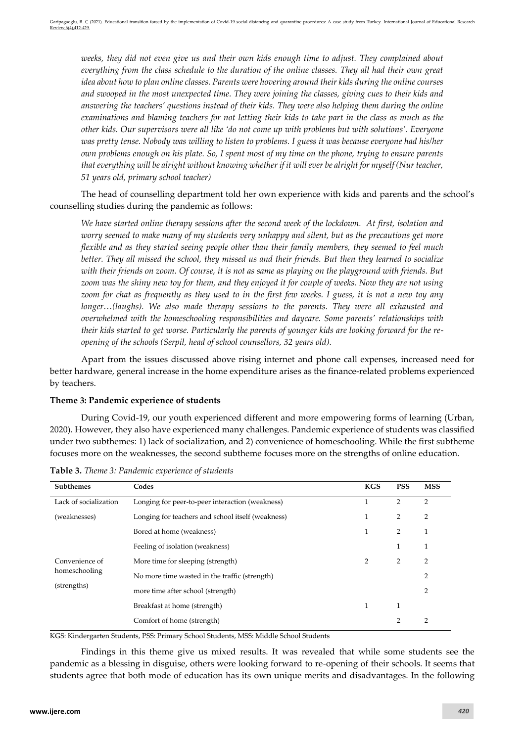*weeks, they did not even give us and their own kids enough time to adjust. They complained about everything from the class schedule to the duration of the online classes. They all had their own great idea about how to plan online classes. Parents were hovering around their kids during the online courses and swooped in the most unexpected time. They were joining the classes, giving cues to their kids and answering the teachers' questions instead of their kids. They were also helping them during the online examinations and blaming teachers for not letting their kids to take part in the class as much as the other kids. Our supervisors were all like 'do not come up with problems but with solutions'. Everyone was pretty tense. Nobody was willing to listen to problems. I guess it was because everyone had his/her own problems enough on his plate. So, I spent most of my time on the phone, trying to ensure parents that everything will be alright without knowing whether if it will ever be alright for myself (Nur teacher, 51 years old, primary school teacher)*

The head of counselling department told her own experience with kids and parents and the school's counselling studies during the pandemic as follows:

*We have started online therapy sessions after the second week of the lockdown. At first, isolation and worry seemed to make many of my students very unhappy and silent, but as the precautions get more flexible and as they started seeing people other than their family members, they seemed to feel much better. They all missed the school, they missed us and their friends. But then they learned to socialize with their friends on zoom. Of course, it is not as same as playing on the playground with friends. But zoom was the shiny new toy for them, and they enjoyed it for couple of weeks. Now they are not using zoom for chat as frequently as they used to in the first few weeks. I guess, it is not a new toy any longer…(laughs). We also made therapy sessions to the parents. They were all exhausted and overwhelmed with the homeschooling responsibilities and daycare. Some parents' relationships with their kids started to get worse. Particularly the parents of younger kids are looking forward for the re-opening of the schools (Serpil, head of school counsellors, 32 years old).*

Apart from the issues discussed above rising internet and phone call expenses, increased need for better hardware, general increase in the home expenditure arises as the finance-related problems experienced by teachers.

**Theme 3: Pandemic experience of students**

During Covid-19, our youth experienced different and more empowering forms of learning (Urban, 2020). However, they also have experienced many challenges. Pandemic experience of students was classified under two subthemes: 1) lack of socialization, and 2) convenience of homeschooling. While the first subtheme focuses more on the weaknesses, the second subtheme focuses more on the strengths of online education.

**Table 3.** *Theme 3: Pandemic experience of students*

| Subthemes | Codes | KGS | PSS | MSS |
|---|---|---|---|---|
| Lack of socialization | Longing for peer-to-peer interaction (weakness) | 1 | 2 | 2 |
| (weaknesses) | Longing for teachers and school itself (weakness) | 1 | 2 | 2 |
| | Bored at home (weakness) | 1 | 2 | 1 |
| | Feeling of isolation (weakness) | | 1 | 1 |
| Convenience of homeschooling | More time for sleeping (strength) | 2 | 2 | 2 |
| | No more time wasted in the traffic (strength) | | | 2 |
| (strengths) | more time after school (strength) | | | 2 |
| | Breakfast at home (strength) | 1 | 1 | |
| | Comfort of home (strength) | | 2 | 2 |

KGS: Kindergarten Students, PSS: Primary School Students, MSS: Middle School Students

Findings in this theme give us mixed results. It was revealed that while some students see the pandemic as a blessing in disguise, others were looking forward to re-opening of their schools. It seems that students agree that both mode of education has its own unique merits and disadvantages. In the following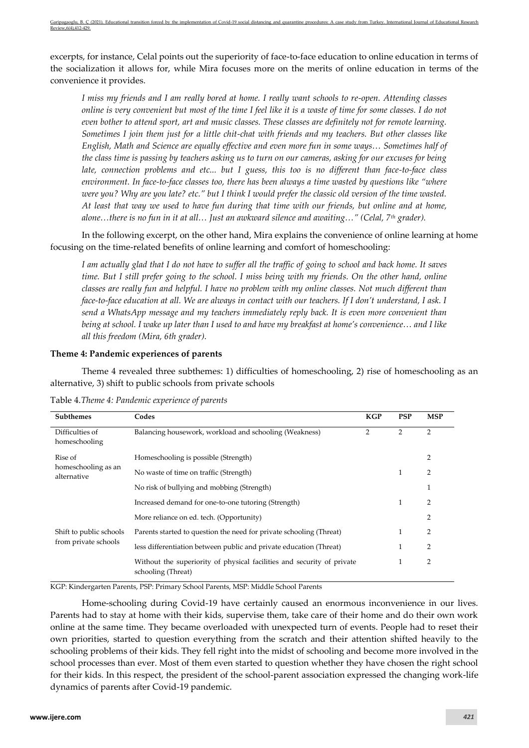excerpts, for instance, Celal points out the superiority of face-to-face education to online education in terms of the socialization it allows for, while Mira focuses more on the merits of online education in terms of the convenience it provides.

*I miss my friends and I am really bored at home. I really want schools to re-open. Attending classes online is very convenient but most of the time I feel like it is a waste of time for some classes. I do not even bother to attend sport, art and music classes. These classes are definitely not for remote learning. Sometimes I join them just for a little chit-chat with friends and my teachers. But other classes like English, Math and Science are equally effective and even more fun in some ways… Sometimes half of the class time is passing by teachers asking us to turn on our cameras, asking for our excuses for being late, connection problems and etc... but I guess, this too is no different than face-to-face class environment. In face-to-face classes too, there has been always a time wasted by questions like "where were you? Why are you late? etc." but I think I would prefer the classic old version of the time wasted. At least that way we used to have fun during that time with our friends, but online and at home, alone…there is no fun in it at all… Just an awkward silence and awaiting…" (Celal, 7th grader).*

In the following excerpt, on the other hand, Mira explains the convenience of online learning at home focusing on the time-related benefits of online learning and comfort of homeschooling:

*I am actually glad that I do not have to suffer all the traffic of going to school and back home. It saves time. But I still prefer going to the school. I miss being with my friends. On the other hand, online classes are really fun and helpful. I have no problem with my online classes. Not much different than face-to-face education at all. We are always in contact with our teachers. If I don't understand, I ask. I send a WhatsApp message and my teachers immediately reply back. It is even more convenient than being at school. I wake up later than I used to and have my breakfast at home's convenience… and I like all this freedom (Mira, 6th grader).*

**Theme 4: Pandemic experiences of parents**

Theme 4 revealed three subthemes: 1) difficulties of homeschooling, 2) rise of homeschooling as an alternative, 3) shift to public schools from private schools

Table 4.*Theme 4: Pandemic experience of parents*

| Subthemes | Codes | KGP | PSP | MSP |
|---|---|---|---|---|
| Difficulties of homeschooling | Balancing housework, workload and schooling (Weakness) | 2 | 2 | 2 |
| Rise of homeschooling as an alternative | Homeschooling is possible (Strength) | | | 2 |
| | No waste of time on traffic (Strength) | | 1 | 2 |
| | No risk of bullying and mobbing (Strength) | | | 1 |
| | Increased demand for one-to-one tutoring (Strength) | | 1 | 2 |
| | More reliance on ed. tech. (Opportunity) | | | 2 |
| Shift to public schools from private schools | Parents started to question the need for private schooling (Threat) | | 1 | 2 |
| | less differentiation between public and private education (Threat) | | 1 | 2 |
| | Without the superiority of physical facilities and security of private schooling (Threat) | | 1 | 2 |

KGP: Kindergarten Parents, PSP: Primary School Parents, MSP: Middle School Parents

Home-schooling during Covid-19 have certainly caused an enormous inconvenience in our lives. Parents had to stay at home with their kids, supervise them, take care of their home and do their own work online at the same time. They became overloaded with unexpected turn of events. People had to reset their own priorities, started to question everything from the scratch and their attention shifted heavily to the schooling problems of their kids. They fell right into the midst of schooling and become more involved in the school processes than ever. Most of them even started to question whether they have chosen the right school for their kids. In this respect, the president of the school-parent association expressed the changing work-life dynamics of parents after Covid-19 pandemic.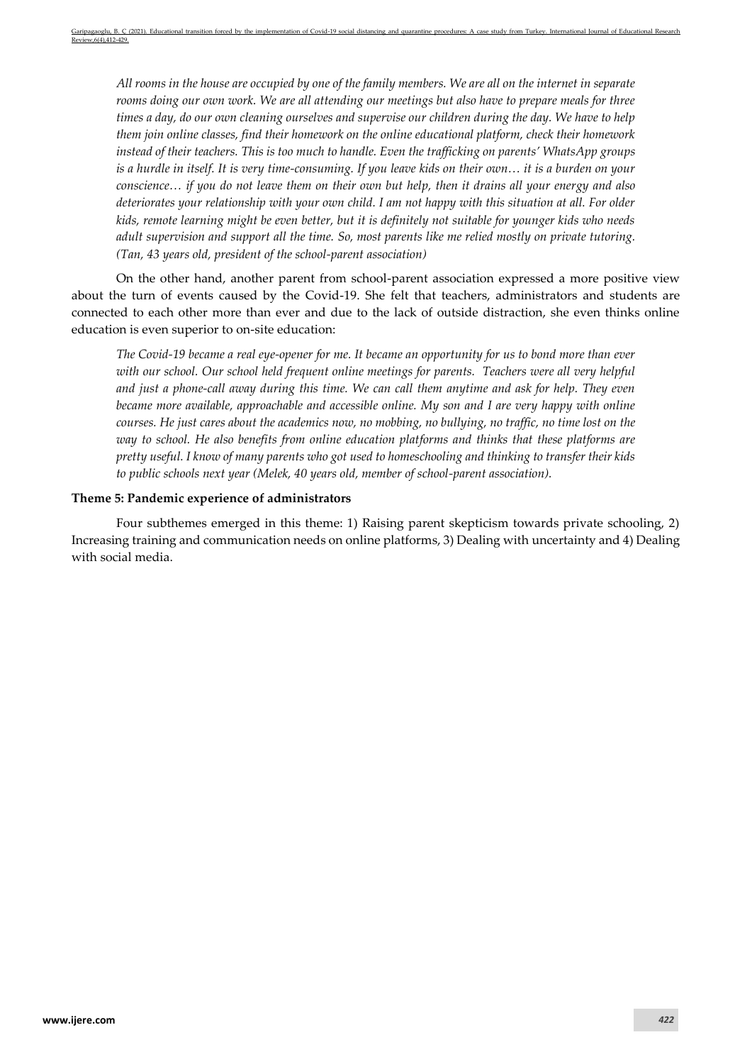*All rooms in the house are occupied by one of the family members. We are all on the internet in separate rooms doing our own work. We are all attending our meetings but also have to prepare meals for three times a day, do our own cleaning ourselves and supervise our children during the day. We have to help them join online classes, find their homework on the online educational platform, check their homework instead of their teachers. This is too much to handle. Even the trafficking on parents' WhatsApp groups is a hurdle in itself. It is very time-consuming. If you leave kids on their own… it is a burden on your conscience… if you do not leave them on their own but help, then it drains all your energy and also deteriorates your relationship with your own child. I am not happy with this situation at all. For older kids, remote learning might be even better, but it is definitely not suitable for younger kids who needs adult supervision and support all the time. So, most parents like me relied mostly on private tutoring. (Tan, 43 years old, president of the school-parent association)*

On the other hand, another parent from school-parent association expressed a more positive view about the turn of events caused by the Covid-19. She felt that teachers, administrators and students are connected to each other more than ever and due to the lack of outside distraction, she even thinks online education is even superior to on-site education:

*The Covid-19 became a real eye-opener for me. It became an opportunity for us to bond more than ever with our school. Our school held frequent online meetings for parents. Teachers were all very helpful and just a phone-call away during this time. We can call them anytime and ask for help. They even became more available, approachable and accessible online. My son and I are very happy with online courses. He just cares about the academics now, no mobbing, no bullying, no traffic, no time lost on the way to school. He also benefits from online education platforms and thinks that these platforms are pretty useful. I know of many parents who got used to homeschooling and thinking to transfer their kids to public schools next year (Melek, 40 years old, member of school-parent association).*

**Theme 5: Pandemic experience of administrators**

Four subthemes emerged in this theme: 1) Raising parent skepticism towards private schooling, 2) Increasing training and communication needs on online platforms, 3) Dealing with uncertainty and 4) Dealing with social media.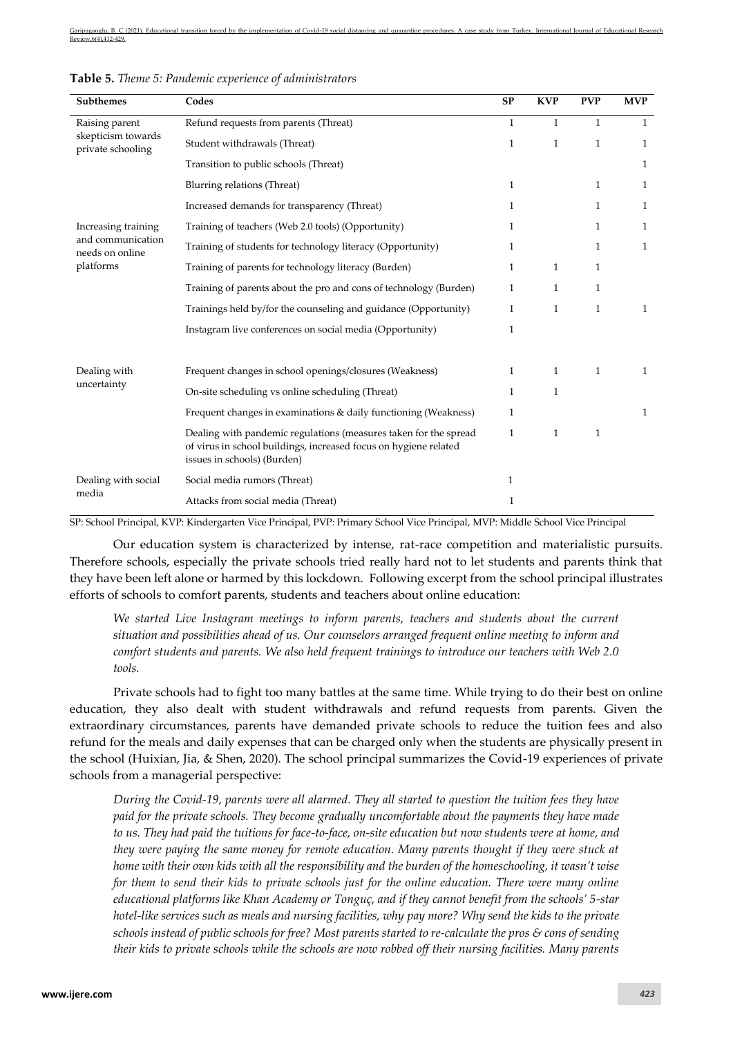**Table 5.** *Theme 5: Pandemic experience of administrators*

| Subthemes | Codes | SP | KVP | PVP | MVP |
|---|---|---|---|---|---|
| Raising parent skepticism towards private schooling | Refund requests from parents (Threat) | 1 | 1 | 1 | 1 |
| | Student withdrawals (Threat) | 1 | 1 | 1 | 1 |
| | Transition to public schools (Threat) | | | | 1 |
| | Blurring relations (Threat) | 1 | | 1 | 1 |
| | Increased demands for transparency (Threat) | 1 | | 1 | 1 |
| Increasing training and communication needs on online platforms | Training of teachers (Web 2.0 tools) (Opportunity) | 1 | | 1 | 1 |
| | Training of students for technology literacy (Opportunity) | 1 | | 1 | 1 |
| | Training of parents for technology literacy (Burden) | 1 | 1 | 1 | |
| | Training of parents about the pro and cons of technology (Burden) | 1 | 1 | 1 | |
| | Trainings held by/for the counseling and guidance (Opportunity) | 1 | 1 | 1 | 1 |
| | Instagram live conferences on social media (Opportunity) | 1 | | | |
| Dealing with uncertainty | Frequent changes in school openings/closures (Weakness) | 1 | 1 | 1 | 1 |
| | On-site scheduling vs online scheduling (Threat) | 1 | 1 | | |
| | Frequent changes in examinations & daily functioning (Weakness) | 1 | | | 1 |
| | Dealing with pandemic regulations (measures taken for the spread of virus in school buildings, increased focus on hygiene related issues in schools) (Burden) | 1 | 1 | 1 | |
| Dealing with social media | Social media rumors (Threat) | 1 | | | |
| | Attacks from social media (Threat) | 1 | | | |

SP: School Principal, KVP: Kindergarten Vice Principal, PVP: Primary School Vice Principal, MVP: Middle School Vice Principal

Our education system is characterized by intense, rat-race competition and materialistic pursuits. Therefore schools, especially the private schools tried really hard not to let students and parents think that they have been left alone or harmed by this lockdown. Following excerpt from the school principal illustrates efforts of schools to comfort parents, students and teachers about online education:

> *We started Live Instagram meetings to inform parents, teachers and students about the current situation and possibilities ahead of us. Our counselors arranged frequent online meeting to inform and comfort students and parents. We also held frequent trainings to introduce our teachers with Web 2.0 tools.*

Private schools had to fight too many battles at the same time. While trying to do their best on online education, they also dealt with student withdrawals and refund requests from parents. Given the extraordinary circumstances, parents have demanded private schools to reduce the tuition fees and also refund for the meals and daily expenses that can be charged only when the students are physically present in the school (Huixian, Jia, & Shen, 2020). The school principal summarizes the Covid-19 experiences of private schools from a managerial perspective:

> *During the Covid-19, parents were all alarmed. They all started to question the tuition fees they have paid for the private schools. They become gradually uncomfortable about the payments they have made to us. They had paid the tuitions for face-to-face, on-site education but now students were at home, and they were paying the same money for remote education. Many parents thought if they were stuck at home with their own kids with all the responsibility and the burden of the homeschooling, it wasn't wise for them to send their kids to private schools just for the online education. There were many online educational platforms like Khan Academy or Tonguç, and if they cannot benefit from the schools' 5-star hotel-like services such as meals and nursing facilities, why pay more? Why send the kids to the private schools instead of public schools for free? Most parents started to re-calculate the pros & cons of sending their kids to private schools while the schools are now robbed off their nursing facilities. Many parents*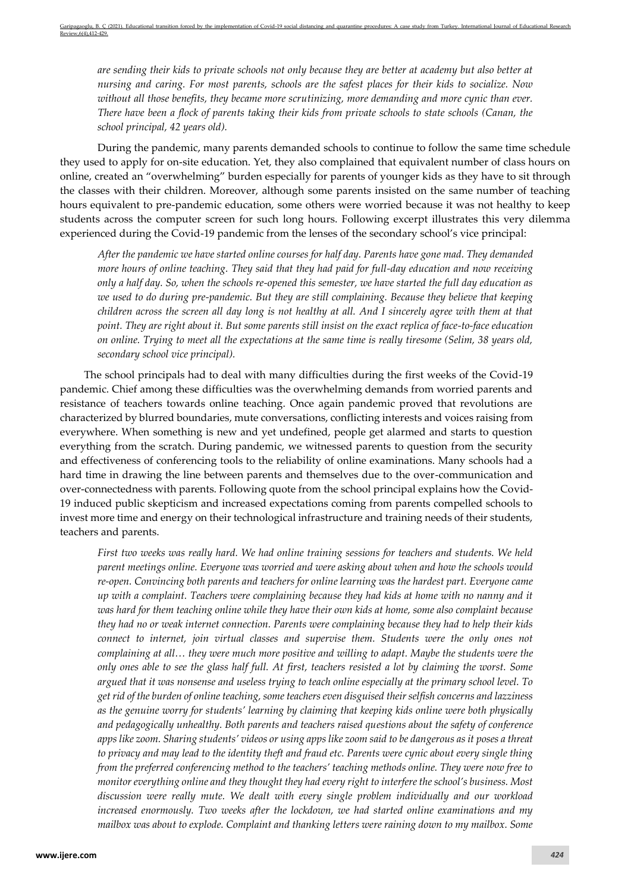*are sending their kids to private schools not only because they are better at academy but also better at nursing and caring. For most parents, schools are the safest places for their kids to socialize. Now without all those benefits, they became more scrutinizing, more demanding and more cynic than ever. There have been a flock of parents taking their kids from private schools to state schools (Canan, the school principal, 42 years old).*

During the pandemic, many parents demanded schools to continue to follow the same time schedule they used to apply for on-site education. Yet, they also complained that equivalent number of class hours on online, created an "overwhelming" burden especially for parents of younger kids as they have to sit through the classes with their children. Moreover, although some parents insisted on the same number of teaching hours equivalent to pre-pandemic education, some others were worried because it was not healthy to keep students across the computer screen for such long hours. Following excerpt illustrates this very dilemma experienced during the Covid-19 pandemic from the lenses of the secondary school's vice principal:

*After the pandemic we have started online courses for half day. Parents have gone mad. They demanded more hours of online teaching. They said that they had paid for full-day education and now receiving only a half day. So, when the schools re-opened this semester, we have started the full day education as we used to do during pre-pandemic. But they are still complaining. Because they believe that keeping children across the screen all day long is not healthy at all. And I sincerely agree with them at that point. They are right about it. But some parents still insist on the exact replica of face-to-face education on online. Trying to meet all the expectations at the same time is really tiresome (Selim, 38 years old, secondary school vice principal).*

The school principals had to deal with many difficulties during the first weeks of the Covid-19 pandemic. Chief among these difficulties was the overwhelming demands from worried parents and resistance of teachers towards online teaching. Once again pandemic proved that revolutions are characterized by blurred boundaries, mute conversations, conflicting interests and voices raising from everywhere. When something is new and yet undefined, people get alarmed and starts to question everything from the scratch. During pandemic, we witnessed parents to question from the security and effectiveness of conferencing tools to the reliability of online examinations. Many schools had a hard time in drawing the line between parents and themselves due to the over-communication and over-connectedness with parents. Following quote from the school principal explains how the Covid-19 induced public skepticism and increased expectations coming from parents compelled schools to invest more time and energy on their technological infrastructure and training needs of their students, teachers and parents.

*First two weeks was really hard. We had online training sessions for teachers and students. We held parent meetings online. Everyone was worried and were asking about when and how the schools would re-open. Convincing both parents and teachers for online learning was the hardest part. Everyone came up with a complaint. Teachers were complaining because they had kids at home with no nanny and it was hard for them teaching online while they have their own kids at home, some also complaint because they had no or weak internet connection. Parents were complaining because they had to help their kids connect to internet, join virtual classes and supervise them. Students were the only ones not complaining at all… they were much more positive and willing to adapt. Maybe the students were the only ones able to see the glass half full. At first, teachers resisted a lot by claiming the worst. Some argued that it was nonsense and useless trying to teach online especially at the primary school level. To get rid of the burden of online teaching, some teachers even disguised their selfish concerns and lazziness as the genuine worry for students' learning by claiming that keeping kids online were both physically and pedagogically unhealthy. Both parents and teachers raised questions about the safety of conference apps like zoom. Sharing students' videos or using apps like zoom said to be dangerous as it poses a threat to privacy and may lead to the identity theft and fraud etc. Parents were cynic about every single thing from the preferred conferencing method to the teachers' teaching methods online. They were now free to monitor everything online and they thought they had every right to interfere the school's business. Most discussion were really mute. We dealt with every single problem individually and our workload increased enormously. Two weeks after the lockdown, we had started online examinations and my mailbox was about to explode. Complaint and thanking letters were raining down to my mailbox. Some*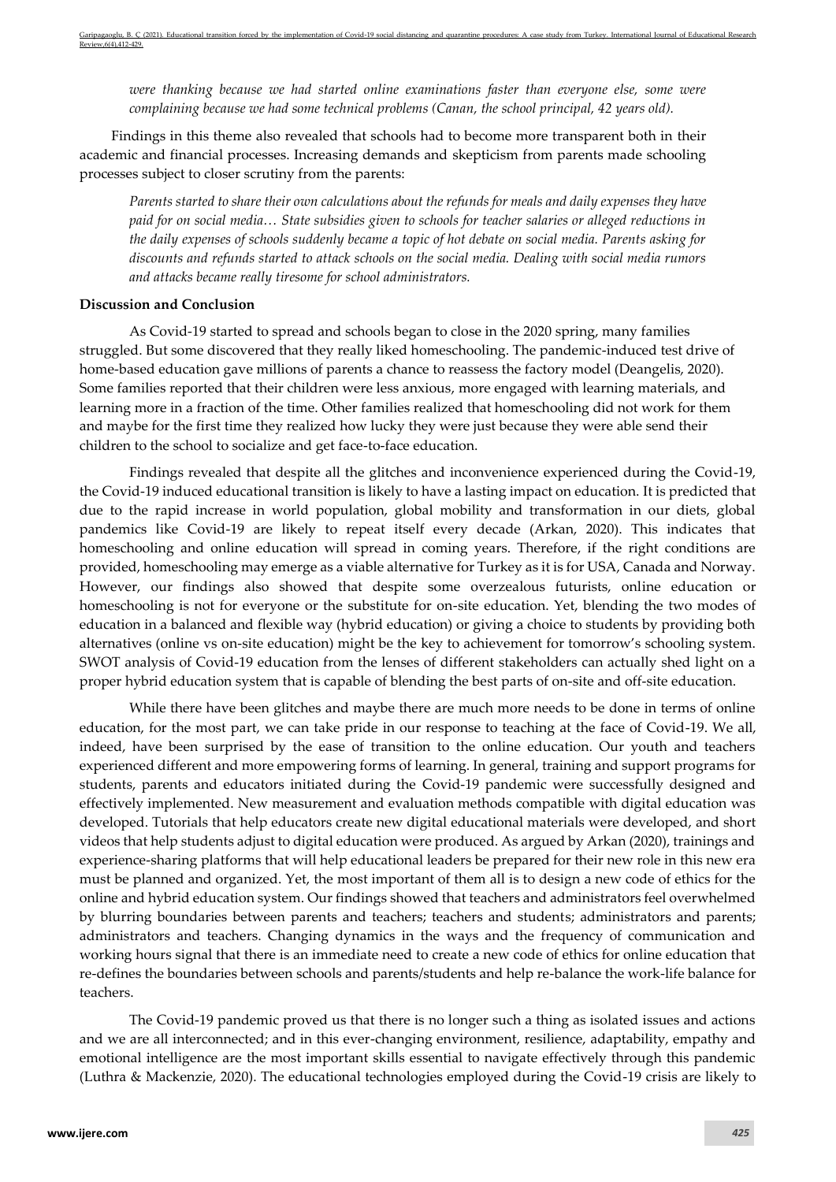*were thanking because we had started online examinations faster than everyone else, some were complaining because we had some technical problems (Canan, the school principal, 42 years old).*

Findings in this theme also revealed that schools had to become more transparent both in their academic and financial processes. Increasing demands and skepticism from parents made schooling processes subject to closer scrutiny from the parents:

*Parents started to share their own calculations about the refunds for meals and daily expenses they have paid for on social media… State subsidies given to schools for teacher salaries or alleged reductions in the daily expenses of schools suddenly became a topic of hot debate on social media. Parents asking for discounts and refunds started to attack schools on the social media. Dealing with social media rumors and attacks became really tiresome for school administrators.*

### Discussion and Conclusion

As Covid-19 started to spread and schools began to close in the 2020 spring, many families struggled. But some discovered that they really liked homeschooling. The pandemic-induced test drive of home-based education gave millions of parents a chance to reassess the factory model (Deangelis, 2020). Some families reported that their children were less anxious, more engaged with learning materials, and learning more in a fraction of the time. Other families realized that homeschooling did not work for them and maybe for the first time they realized how lucky they were just because they were able send their children to the school to socialize and get face-to-face education.

Findings revealed that despite all the glitches and inconvenience experienced during the Covid-19, the Covid-19 induced educational transition is likely to have a lasting impact on education. It is predicted that due to the rapid increase in world population, global mobility and transformation in our diets, global pandemics like Covid-19 are likely to repeat itself every decade (Arkan, 2020). This indicates that homeschooling and online education will spread in coming years. Therefore, if the right conditions are provided, homeschooling may emerge as a viable alternative for Turkey as it is for USA, Canada and Norway. However, our findings also showed that despite some overzealous futurists, online education or homeschooling is not for everyone or the substitute for on-site education. Yet, blending the two modes of education in a balanced and flexible way (hybrid education) or giving a choice to students by providing both alternatives (online vs on-site education) might be the key to achievement for tomorrow's schooling system. SWOT analysis of Covid-19 education from the lenses of different stakeholders can actually shed light on a proper hybrid education system that is capable of blending the best parts of on-site and off-site education.

While there have been glitches and maybe there are much more needs to be done in terms of online education, for the most part, we can take pride in our response to teaching at the face of Covid-19. We all, indeed, have been surprised by the ease of transition to the online education. Our youth and teachers experienced different and more empowering forms of learning. In general, training and support programs for students, parents and educators initiated during the Covid-19 pandemic were successfully designed and effectively implemented. New measurement and evaluation methods compatible with digital education was developed. Tutorials that help educators create new digital educational materials were developed, and short videos that help students adjust to digital education were produced. As argued by Arkan (2020), trainings and experience-sharing platforms that will help educational leaders be prepared for their new role in this new era must be planned and organized. Yet, the most important of them all is to design a new code of ethics for the online and hybrid education system. Our findings showed that teachers and administrators feel overwhelmed by blurring boundaries between parents and teachers; teachers and students; administrators and parents; administrators and teachers. Changing dynamics in the ways and the frequency of communication and working hours signal that there is an immediate need to create a new code of ethics for online education that re-defines the boundaries between schools and parents/students and help re-balance the work-life balance for teachers.

The Covid-19 pandemic proved us that there is no longer such a thing as isolated issues and actions and we are all interconnected; and in this ever-changing environment, resilience, adaptability, empathy and emotional intelligence are the most important skills essential to navigate effectively through this pandemic (Luthra & Mackenzie, 2020). The educational technologies employed during the Covid-19 crisis are likely to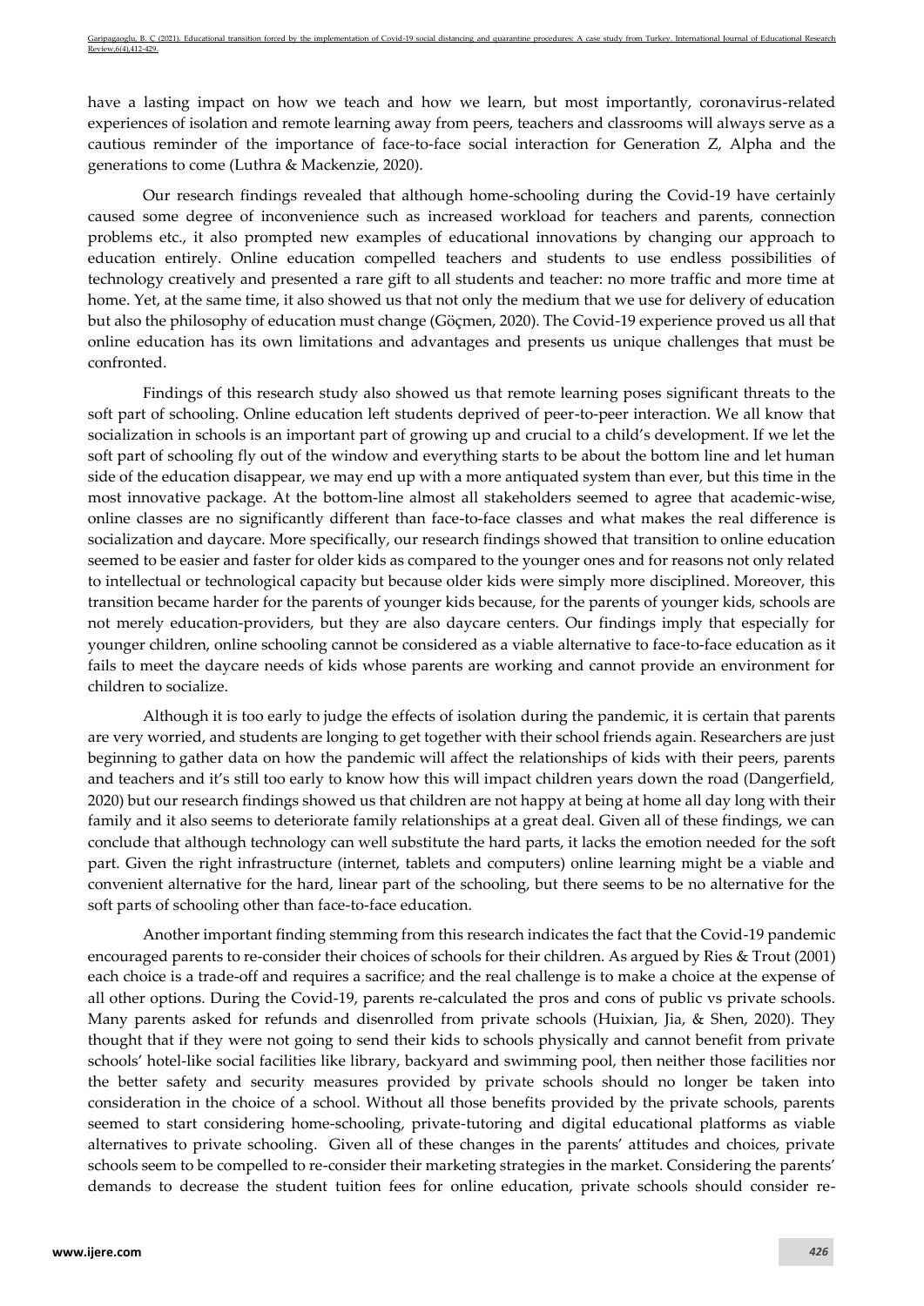have a lasting impact on how we teach and how we learn, but most importantly, coronavirus-related experiences of isolation and remote learning away from peers, teachers and classrooms will always serve as a cautious reminder of the importance of face-to-face social interaction for Generation Z, Alpha and the generations to come (Luthra & Mackenzie, 2020).

Our research findings revealed that although home-schooling during the Covid-19 have certainly caused some degree of inconvenience such as increased workload for teachers and parents, connection problems etc., it also prompted new examples of educational innovations by changing our approach to education entirely. Online education compelled teachers and students to use endless possibilities of technology creatively and presented a rare gift to all students and teacher: no more traffic and more time at home. Yet, at the same time, it also showed us that not only the medium that we use for delivery of education but also the philosophy of education must change (Göçmen, 2020). The Covid-19 experience proved us all that online education has its own limitations and advantages and presents us unique challenges that must be confronted.

Findings of this research study also showed us that remote learning poses significant threats to the soft part of schooling. Online education left students deprived of peer-to-peer interaction. We all know that socialization in schools is an important part of growing up and crucial to a child's development. If we let the soft part of schooling fly out of the window and everything starts to be about the bottom line and let human side of the education disappear, we may end up with a more antiquated system than ever, but this time in the most innovative package. At the bottom-line almost all stakeholders seemed to agree that academic-wise, online classes are no significantly different than face-to-face classes and what makes the real difference is socialization and daycare. More specifically, our research findings showed that transition to online education seemed to be easier and faster for older kids as compared to the younger ones and for reasons not only related to intellectual or technological capacity but because older kids were simply more disciplined. Moreover, this transition became harder for the parents of younger kids because, for the parents of younger kids, schools are not merely education-providers, but they are also daycare centers. Our findings imply that especially for younger children, online schooling cannot be considered as a viable alternative to face-to-face education as it fails to meet the daycare needs of kids whose parents are working and cannot provide an environment for children to socialize.

Although it is too early to judge the effects of isolation during the pandemic, it is certain that parents are very worried, and students are longing to get together with their school friends again. Researchers are just beginning to gather data on how the pandemic will affect the relationships of kids with their peers, parents and teachers and it's still too early to know how this will impact children years down the road (Dangerfield, 2020) but our research findings showed us that children are not happy at being at home all day long with their family and it also seems to deteriorate family relationships at a great deal. Given all of these findings, we can conclude that although technology can well substitute the hard parts, it lacks the emotion needed for the soft part. Given the right infrastructure (internet, tablets and computers) online learning might be a viable and convenient alternative for the hard, linear part of the schooling, but there seems to be no alternative for the soft parts of schooling other than face-to-face education.

Another important finding stemming from this research indicates the fact that the Covid-19 pandemic encouraged parents to re-consider their choices of schools for their children. As argued by Ries & Trout (2001) each choice is a trade-off and requires a sacrifice; and the real challenge is to make a choice at the expense of all other options. During the Covid-19, parents re-calculated the pros and cons of public vs private schools. Many parents asked for refunds and disenrolled from private schools (Huixian, Jia, & Shen, 2020). They thought that if they were not going to send their kids to schools physically and cannot benefit from private schools' hotel-like social facilities like library, backyard and swimming pool, then neither those facilities nor the better safety and security measures provided by private schools should no longer be taken into consideration in the choice of a school. Without all those benefits provided by the private schools, parents seemed to start considering home-schooling, private-tutoring and digital educational platforms as viable alternatives to private schooling. Given all of these changes in the parents' attitudes and choices, private schools seem to be compelled to re-consider their marketing strategies in the market. Considering the parents' demands to decrease the student tuition fees for online education, private schools should consider re-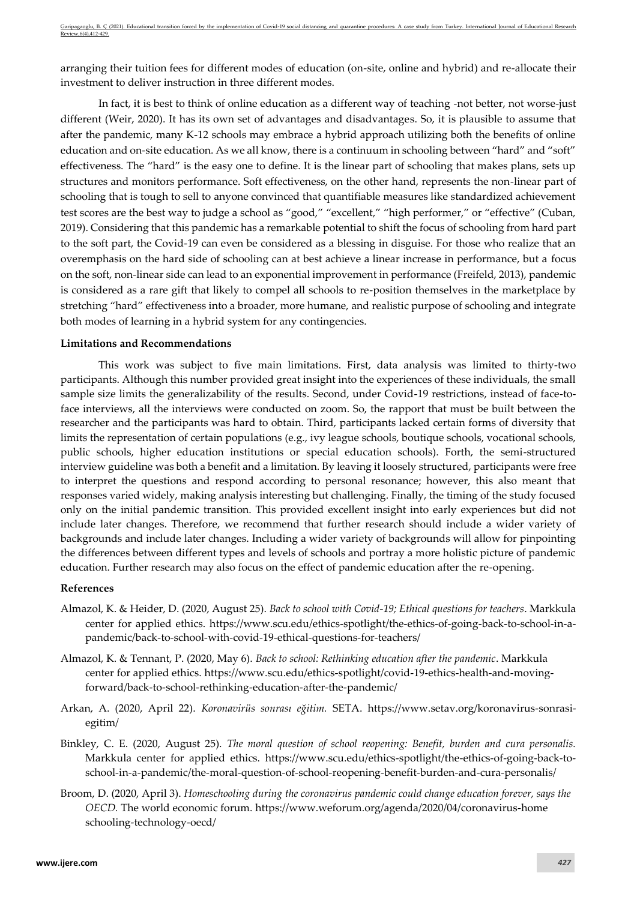arranging their tuition fees for different modes of education (on-site, online and hybrid) and re-allocate their investment to deliver instruction in three different modes.

In fact, it is best to think of online education as a different way of teaching -not better, not worse-just different (Weir, 2020). It has its own set of advantages and disadvantages. So, it is plausible to assume that after the pandemic, many K-12 schools may embrace a hybrid approach utilizing both the benefits of online education and on-site education. As we all know, there is a continuum in schooling between "hard" and "soft" effectiveness. The "hard" is the easy one to define. It is the linear part of schooling that makes plans, sets up structures and monitors performance. Soft effectiveness, on the other hand, represents the non-linear part of schooling that is tough to sell to anyone convinced that quantifiable measures like standardized achievement test scores are the best way to judge a school as "good," "excellent," "high performer," or "effective" (Cuban, 2019). Considering that this pandemic has a remarkable potential to shift the focus of schooling from hard part to the soft part, the Covid-19 can even be considered as a blessing in disguise. For those who realize that an overemphasis on the hard side of schooling can at best achieve a linear increase in performance, but a focus on the soft, non-linear side can lead to an exponential improvement in performance (Freifeld, 2013), pandemic is considered as a rare gift that likely to compel all schools to re-position themselves in the marketplace by stretching "hard" effectiveness into a broader, more humane, and realistic purpose of schooling and integrate both modes of learning in a hybrid system for any contingencies.

**Limitations and Recommendations**

This work was subject to five main limitations. First, data analysis was limited to thirty-two participants. Although this number provided great insight into the experiences of these individuals, the small sample size limits the generalizability of the results. Second, under Covid-19 restrictions, instead of face-to-face interviews, all the interviews were conducted on zoom. So, the rapport that must be built between the researcher and the participants was hard to obtain. Third, participants lacked certain forms of diversity that limits the representation of certain populations (e.g., ivy league schools, boutique schools, vocational schools, public schools, higher education institutions or special education schools). Forth, the semi-structured interview guideline was both a benefit and a limitation. By leaving it loosely structured, participants were free to interpret the questions and respond according to personal resonance; however, this also meant that responses varied widely, making analysis interesting but challenging. Finally, the timing of the study focused only on the initial pandemic transition. This provided excellent insight into early experiences but did not include later changes. Therefore, we recommend that further research should include a wider variety of backgrounds and include later changes. Including a wider variety of backgrounds will allow for pinpointing the differences between different types and levels of schools and portray a more holistic picture of pandemic education. Further research may also focus on the effect of pandemic education after the re-opening.

**References**

Almazol, K. & Heider, D. (2020, August 25). *Back to school with Covid-19; Ethical questions for teachers*. Markkula center for applied ethics. https://www.scu.edu/ethics-spotlight/the-ethics-of-going-back-to-school-in-a-pandemic/back-to-school-with-covid-19-ethical-questions-for-teachers/

Almazol, K. & Tennant, P. (2020, May 6). *Back to school: Rethinking education after the pandemic*. Markkula center for applied ethics. https://www.scu.edu/ethics-spotlight/covid-19-ethics-health-and-moving-forward/back-to-school-rethinking-education-after-the-pandemic/

Arkan, A. (2020, April 22). *Koronavirüs sonrası eğitim.* SETA. https://www.setav.org/koronavirus-sonrasi-egitim/

Binkley, C. E. (2020, August 25). *The moral question of school reopening: Benefit, burden and cura personalis.* Markkula center for applied ethics. https://www.scu.edu/ethics-spotlight/the-ethics-of-going-back-to-school-in-a-pandemic/the-moral-question-of-school-reopening-benefit-burden-and-cura-personalis/

Broom, D. (2020, April 3). *Homeschooling during the coronavirus pandemic could change education forever, says the OECD.* The world economic forum. https://www.weforum.org/agenda/2020/04/coronavirus-home schooling-technology-oecd/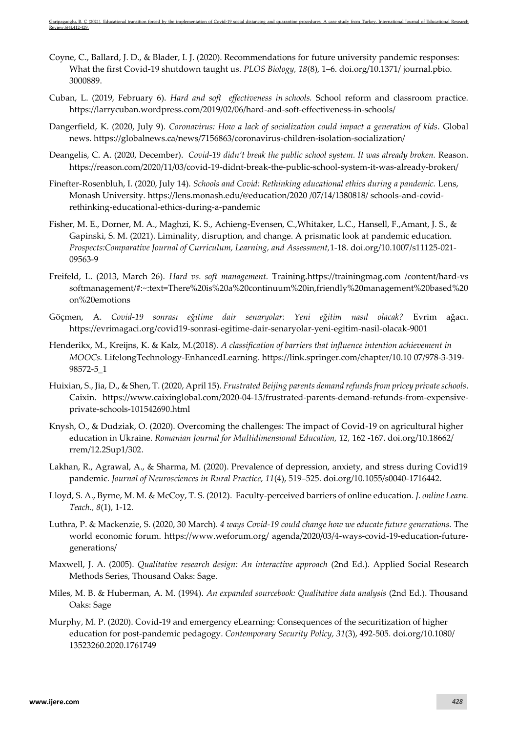Coyne, C., Ballard, J. D., & Blader, I. J. (2020). Recommendations for future university pandemic responses: What the first Covid-19 shutdown taught us. *PLOS Biology, 18*(8), 1–6. doi.org/10.1371/ journal.pbio. 3000889.

Cuban, L. (2019, February 6). *Hard and soft effectiveness in schools.* School reform and classroom practice. https://larrycuban.wordpress.com/2019/02/06/hard-and-soft-effectiveness-in-schools/

Dangerfield, K. (2020, July 9). *Coronavirus: How a lack of socialization could impact a generation of kids*. Global news. https://globalnews.ca/news/7156863/coronavirus-children-isolation-socialization/

Deangelis, C. A. (2020, December). *Covid-19 didn't break the public school system. It was already broken.* Reason. https://reason.com/2020/11/03/covid-19-didnt-break-the-public-school-system-it-was-already-broken/

Finefter-Rosenbluh, I. (2020, July 14). *Schools and Covid: Rethinking educational ethics during a pandemic.* Lens, Monash University. https://lens.monash.edu/@education/2020 /07/14/1380818/ schools-and-covid-rethinking-educational-ethics-during-a-pandemic

Fisher, M. E., Dorner, M. A., Maghzi, K. S., Achieng-Evensen, C.,Whitaker, L.C., Hansell, F.,Amant, J. S., & Gapinski, S. M. (2021). Liminality, disruption, and change. A prismatic look at pandemic education. *Prospects:Comparative Journal of Curriculum, Learning, and Assessment,*1-18. doi.org/10.1007/s11125-021-09563-9

Freifeld, L. (2013, March 26). *Hard vs. soft management.* Training.https://trainingmag.com /content/hard-vs softmanagement/#:~:text=There%20is%20a%20continuum%20in,friendly%20management%20based%20on%20emotions

Göçmen, A. *Covid-19 sonrası eğitime dair senaryolar: Yeni eğitim nasıl olacak?* Evrim ağacı. https://evrimagaci.org/covid19-sonrasi-egitime-dair-senaryolar-yeni-egitim-nasil-olacak-9001

Henderikx, M., Kreijns, K. & Kalz, M.(2018). *A classification of barriers that influence intention achievement in MOOCs.* LifelongTechnology-EnhancedLearning. https://link.springer.com/chapter/10.10 07/978-3-319-98572-5_1

Huixian, S., Jia, D., & Shen, T. (2020, April 15). *Frustrated Beijing parents demand refunds from pricey private schools*. Caixin. https://www.caixinglobal.com/2020-04-15/frustrated-parents-demand-refunds-from-expensive-private-schools-101542690.html

Knysh, O., & Dudziak, O. (2020). Overcoming the challenges: The impact of Covid-19 on agricultural higher education in Ukraine. *Romanian Journal for Multidimensional Education, 12,* 162 -167. doi.org/10.18662/ rrem/12.2Sup1/302.

Lakhan, R., Agrawal, A., & Sharma, M. (2020). Prevalence of depression, anxiety, and stress during Covid19 pandemic. *Journal of Neurosciences in Rural Practice, 11*(4), 519–525. doi.org/10.1055/s0040-1716442.

Lloyd, S. A., Byrne, M. M. & McCoy, T. S. (2012). Faculty-perceived barriers of online education. *J. online Learn. Teach., 8*(1), 1-12.

Luthra, P. & Mackenzie, S. (2020, 30 March). *4 ways Covid-19 could change how we educate future generations.* The world economic forum. https://www.weforum.org/ agenda/2020/03/4-ways-covid-19-education-future-generations/

Maxwell, J. A. (2005). *Qualitative research design: An interactive approach* (2nd Ed.). Applied Social Research Methods Series, Thousand Oaks: Sage.

Miles, M. B. & Huberman, A. M. (1994). *An expanded sourcebook: Qualitative data analysis* (2nd Ed.). Thousand Oaks: Sage

Murphy, M. P. (2020). Covid-19 and emergency eLearning: Consequences of the securitization of higher education for post-pandemic pedagogy. *Contemporary Security Policy, 31*(3), 492-505. doi.org/10.1080/ 13523260.2020.1761749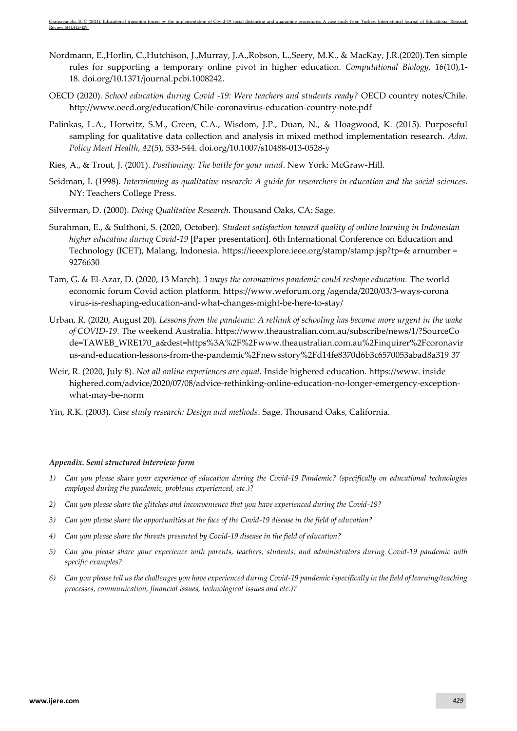Nordmann, E.,Horlin, C.,Hutchison, J.,Murray, J.A.,Robson, L.,Seery, M.K., & MacKay, J.R.(2020).Ten simple rules for supporting a temporary online pivot in higher education. *Computational Biology, 16*(10),1-18. doi.org/10.1371/journal.pcbi.1008242.

OECD (2020). *School education during Covid -19: Were teachers and students ready?* OECD country notes/Chile. http://www.oecd.org/education/Chile-coronavirus-education-country-note.pdf

Palinkas, L.A., Horwitz, S.M., Green, C.A., Wisdom, J.P., Duan, N., & Hoagwood, K. (2015). Purposeful sampling for qualitative data collection and analysis in mixed method implementation research. *Adm. Policy Ment Health, 42*(5), 533-544. doi.org/10.1007/s10488-013-0528-y

Ries, A., & Trout, J. (2001). *Positioning: The battle for your mind*. New York: McGraw-Hill.

Seidman, I. (1998). *Interviewing as qualitative research: A guide for researchers in education and the social sciences*. NY: Teachers College Press.

Silverman, D. (2000). *Doing Qualitative Research.* Thousand Oaks, CA: Sage.

Surahman, E., & Sulthoni, S. (2020, October). *Student satisfaction toward quality of online learning in Indonesian higher education during Covid-19* [Paper presentation]. 6th International Conference on Education and Technology (ICET), Malang, Indonesia. https://ieeexplore.ieee.org/stamp/stamp.jsp?tp=& arnumber = 9276630

Tam, G. & El-Azar, D. (2020, 13 March). *3 ways the coronavirus pandemic could reshape education.* The world economic forum Covid action platform. https://www.weforum.org /agenda/2020/03/3-ways-corona virus-is-reshaping-education-and-what-changes-might-be-here-to-stay/

Urban, R. (2020, August 20). *Lessons from the pandemic: A rethink of schooling has become more urgent in the wake of COVID-19.* The weekend Australia. https://www.theaustralian.com.au/subscribe/news/1/?SourceCode=TAWEB_WRE170_a&dest=https%3A%2F%2Fwww.theaustralian.com.au%2Finquirer%2Fcoronavirus-and-education-lessons-from-the-pandemic%2Fnewsstory%2Fd14fe8370d6b3c6570053abad8a319 37

Weir, R. (2020, July 8). *Not all online experiences are equal.* Inside highered education. https://www. inside highered.com/advice/2020/07/08/advice-rethinking-online-education-no-longer-emergency-exception-what-may-be-norm

Yin, R.K. (2003). *Case study research: Design and methods*. Sage. Thousand Oaks, California.

***Appendix. Semi structured interview form***

1) *Can you please share your experience of education during the Covid-19 Pandemic? (specifically on educational technologies employed during the pandemic, problems experienced, etc.)?*
2) *Can you please share the glitches and inconvenience that you have experienced during the Covid-19?*
3) *Can you please share the opportunities at the face of the Covid-19 disease in the field of education?*
4) *Can you please share the threats presented by Covid-19 disease in the field of education?*
5) *Can you please share your experience with parents, teachers, students, and administrators during Covid-19 pandemic with specific examples?*
6) *Can you please tell us the challenges you have experienced during Covid-19 pandemic (specifically in the field of learning/teaching processes, communication, financial issues, technological issues and etc.)?*